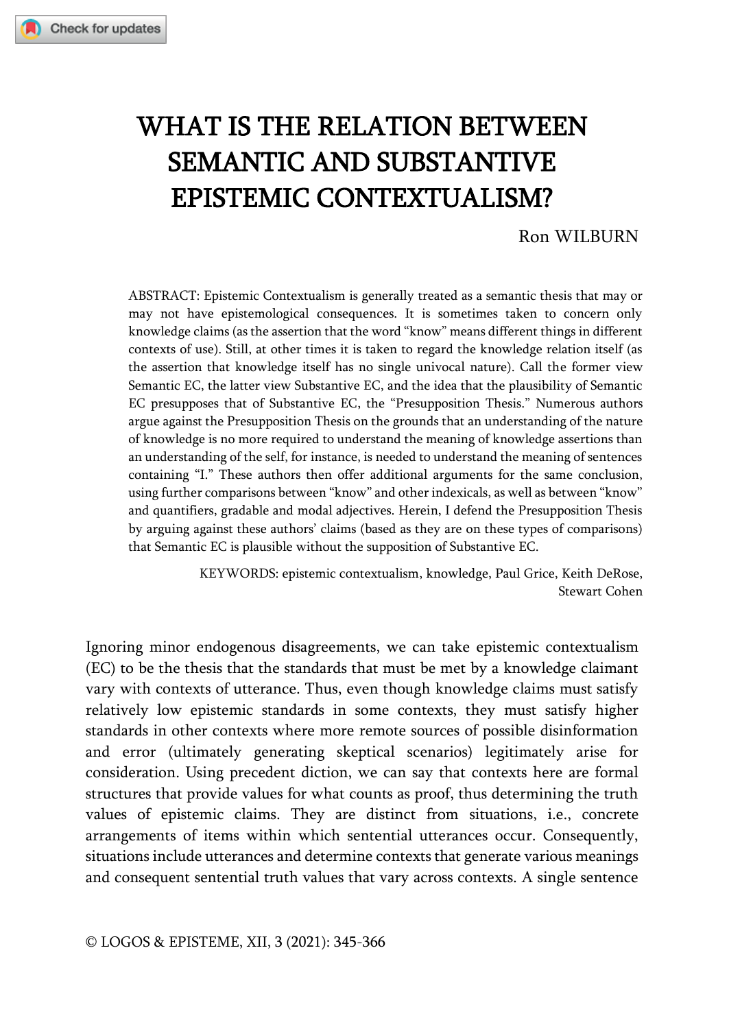# WHAT IS THE RELATION BETWEEN SEMANTIC AND SUBSTANTIVE EPISTEMIC CONTEXTUALISM?

Ron WILBURN

ABSTRACT: Epistemic Contextualism is generally treated as a semantic thesis that may or may not have epistemological consequences. It is sometimes taken to concern only knowledge claims (as the assertion that the word "know" means different things in different contexts of use). Still, at other times it is taken to regard the knowledge relation itself (as the assertion that knowledge itself has no single univocal nature). Call the former view Semantic EC, the latter view Substantive EC, and the idea that the plausibility of Semantic EC presupposes that of Substantive EC, the "Presupposition Thesis." Numerous authors argue against the Presupposition Thesis on the grounds that an understanding of the nature of knowledge is no more required to understand the meaning of knowledge assertions than an understanding of the self, for instance, is needed to understand the meaning of sentences containing "I." These authors then offer additional arguments for the same conclusion, using further comparisons between "know" and other indexicals, as well as between "know" and quantifiers, gradable and modal adjectives. Herein, I defend the Presupposition Thesis by arguing against these authors' claims (based as they are on these types of comparisons) that Semantic EC is plausible without the supposition of Substantive EC.

KEYWORDS: epistemic contextualism, knowledge, Paul Grice, Keith DeRose, Stewart Cohen

Ignoring minor endogenous disagreements, we can take epistemic contextualism (EC) to be the thesis that the standards that must be met by a knowledge claimant vary with contexts of utterance. Thus, even though knowledge claims must satisfy relatively low epistemic standards in some contexts, they must satisfy higher standards in other contexts where more remote sources of possible disinformation and error (ultimately generating skeptical scenarios) legitimately arise for consideration. Using precedent diction, we can say that contexts here are formal structures that provide values for what counts as proof, thus determining the truth values of epistemic claims. They are distinct from situations, i.e., concrete arrangements of items within which sentential utterances occur. Consequently, situations include utterances and determine contexts that generate various meanings and consequent sentential truth values that vary across contexts. A single sentence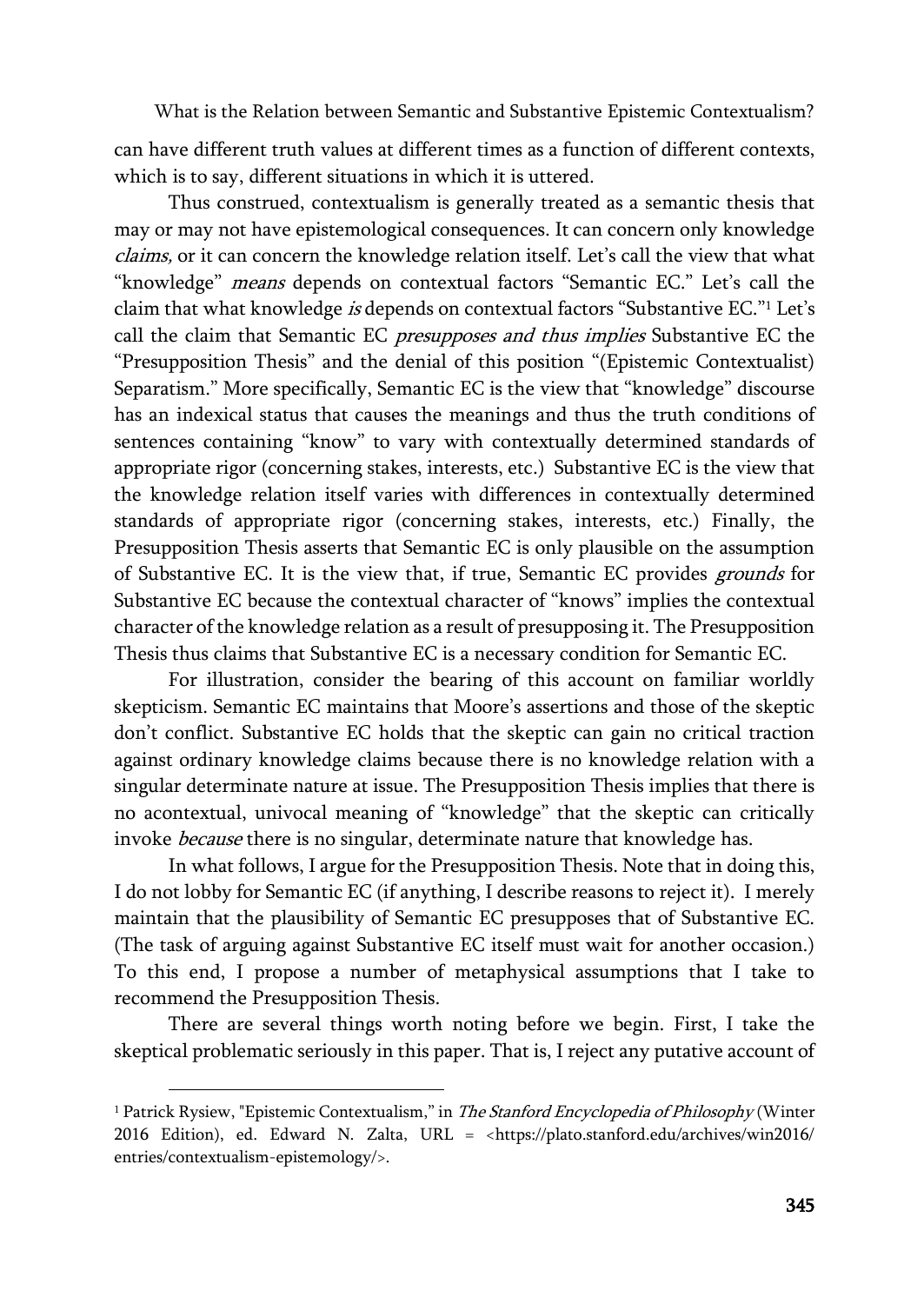can have different truth values at different times as a function of different contexts, which is to say, different situations in which it is uttered.

Thus construed, contextualism is generally treated as a semantic thesis that may or may not have epistemological consequences. It can concern only knowledge *claims,* or it can concern the knowledge relation itself. Let's call the view that what "knowledge" *means* depends on contextual factors "Semantic EC." Let's call the claim that what knowledge *is* depends on contextual factors "Substantive EC."[1] Let's call the claim that Semantic EC *presupposes and thus implies* Substantive EC the "Presupposition Thesis" and the denial of this position "(Epistemic Contextualist) Separatism." More specifically, Semantic EC is the view that "knowledge" discourse has an indexical status that causes the meanings and thus the truth conditions of sentences containing "know" to vary with contextually determined standards of appropriate rigor (concerning stakes, interests, etc.) Substantive EC is the view that the knowledge relation itself varies with differences in contextually determined standards of appropriate rigor (concerning stakes, interests, etc.) Finally, the Presupposition Thesis asserts that Semantic EC is only plausible on the assumption of Substantive EC. It is the view that, if true, Semantic EC provides *grounds* for Substantive EC because the contextual character of "knows" implies the contextual character of the knowledge relation as a result of presupposing it. The Presupposition Thesis thus claims that Substantive EC is a necessary condition for Semantic EC.

For illustration, consider the bearing of this account on familiar worldly skepticism. Semantic EC maintains that Moore's assertions and those of the skeptic don't conflict. Substantive EC holds that the skeptic can gain no critical traction against ordinary knowledge claims because there is no knowledge relation with a singular determinate nature at issue. The Presupposition Thesis implies that there is no acontextual, univocal meaning of "knowledge" that the skeptic can critically invoke *because* there is no singular, determinate nature that knowledge has.

In what follows, I argue for the Presupposition Thesis. Note that in doing this, I do not lobby for Semantic EC (if anything, I describe reasons to reject it). I merely maintain that the plausibility of Semantic EC presupposes that of Substantive EC. (The task of arguing against Substantive EC itself must wait for another occasion.) To this end, I propose a number of metaphysical assumptions that I take to recommend the Presupposition Thesis.

There are several things worth noting before we begin. First, I take the skeptical problematic seriously in this paper. That is, I reject any putative account of

---

[1] Patrick Rysiew, "Epistemic Contextualism," in *The Stanford Encyclopedia of Philosophy* (Winter 2016 Edition), ed. Edward N. Zalta, URL = <https://plato.stanford.edu/archives/win2016/entries/contextualism-epistemology/>.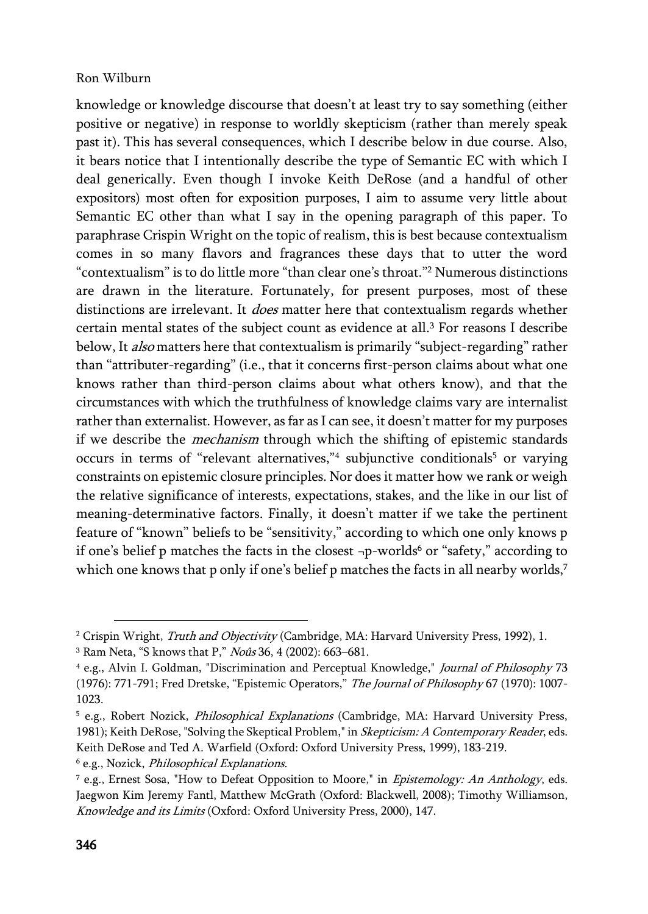knowledge or knowledge discourse that doesn't at least try to say something (either positive or negative) in response to worldly skepticism (rather than merely speak past it). This has several consequences, which I describe below in due course. Also, it bears notice that I intentionally describe the type of Semantic EC with which I deal generically. Even though I invoke Keith DeRose (and a handful of other expositors) most often for exposition purposes, I aim to assume very little about Semantic EC other than what I say in the opening paragraph of this paper. To paraphrase Crispin Wright on the topic of realism, this is best because contextualism comes in so many flavors and fragrances these days that to utter the word "contextualism" is to do little more "than clear one's throat."[2] Numerous distinctions are drawn in the literature. Fortunately, for present purposes, most of these distinctions are irrelevant. It *does* matter here that contextualism regards whether certain mental states of the subject count as evidence at all.[3] For reasons I describe below, It *also* matters here that contextualism is primarily "subject-regarding" rather than "attributer-regarding" (i.e., that it concerns first-person claims about what one knows rather than third-person claims about what others know), and that the circumstances with which the truthfulness of knowledge claims vary are internalist rather than externalist. However, as far as I can see, it doesn't matter for my purposes if we describe the *mechanism* through which the shifting of epistemic standards occurs in terms of "relevant alternatives,"[4] subjunctive conditionals[5] or varying constraints on epistemic closure principles. Nor does it matter how we rank or weigh the relative significance of interests, expectations, stakes, and the like in our list of meaning-determinative factors. Finally, it doesn't matter if we take the pertinent feature of "known" beliefs to be "sensitivity," according to which one only knows p if one's belief p matches the facts in the closest ¬p-worlds[6] or "safety," according to which one knows that p only if one's belief p matches the facts in all nearby worlds,[7]

---

[2] Crispin Wright, *Truth and Objectivity* (Cambridge, MA: Harvard University Press, 1992), 1.

[3] Ram Neta, "S knows that P," *Noûs* 36, 4 (2002): 663–681.

[4] e.g., Alvin I. Goldman, "Discrimination and Perceptual Knowledge," *Journal of Philosophy* 73 (1976): 771-791; Fred Dretske, "Epistemic Operators," *The Journal of Philosophy* 67 (1970): 1007-1023.

[5] e.g., Robert Nozick, *Philosophical Explanations* (Cambridge, MA: Harvard University Press, 1981); Keith DeRose, "Solving the Skeptical Problem," in *Skepticism: A Contemporary Reader*, eds. Keith DeRose and Ted A. Warfield (Oxford: Oxford University Press, 1999), 183-219.

[6] e.g., Nozick, *Philosophical Explanations*.

[7] e.g., Ernest Sosa, "How to Defeat Opposition to Moore," in *Epistemology: An Anthology*, eds. Jaegwon Kim Jeremy Fantl, Matthew McGrath (Oxford: Blackwell, 2008); Timothy Williamson, *Knowledge and its Limits* (Oxford: Oxford University Press, 2000), 147.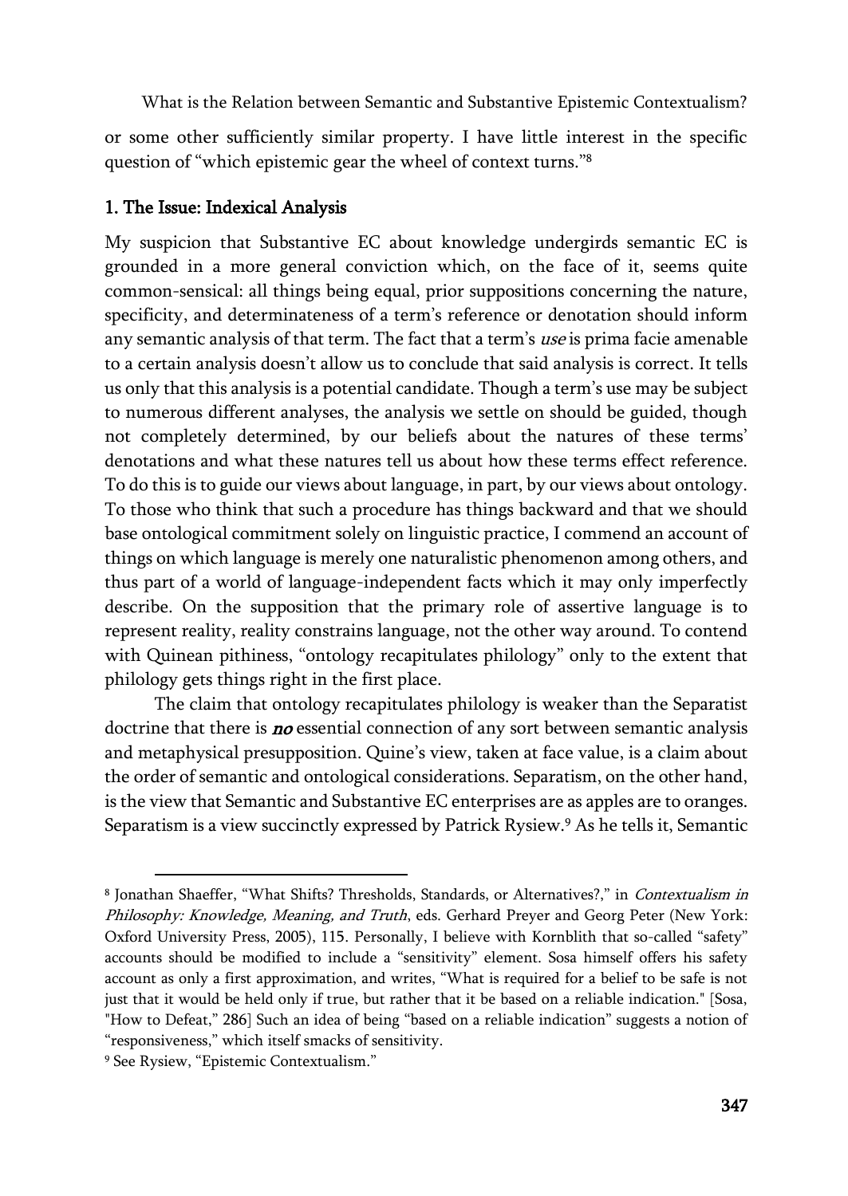or some other sufficiently similar property. I have little interest in the specific question of "which epistemic gear the wheel of context turns."[8]

## 1. The Issue: Indexical Analysis

My suspicion that Substantive EC about knowledge undergirds semantic EC is grounded in a more general conviction which, on the face of it, seems quite common-sensical: all things being equal, prior suppositions concerning the nature, specificity, and determinateness of a term's reference or denotation should inform any semantic analysis of that term. The fact that a term's *use* is prima facie amenable to a certain analysis doesn't allow us to conclude that said analysis is correct. It tells us only that this analysis is a potential candidate. Though a term's use may be subject to numerous different analyses, the analysis we settle on should be guided, though not completely determined, by our beliefs about the natures of these terms' denotations and what these natures tell us about how these terms effect reference. To do this is to guide our views about language, in part, by our views about ontology. To those who think that such a procedure has things backward and that we should base ontological commitment solely on linguistic practice, I commend an account of things on which language is merely one naturalistic phenomenon among others, and thus part of a world of language-independent facts which it may only imperfectly describe. On the supposition that the primary role of assertive language is to represent reality, reality constrains language, not the other way around. To contend with Quinean pithiness, "ontology recapitulates philology" only to the extent that philology gets things right in the first place.

The claim that ontology recapitulates philology is weaker than the Separatist doctrine that there is ***no*** essential connection of any sort between semantic analysis and metaphysical presupposition. Quine's view, taken at face value, is a claim about the order of semantic and ontological considerations. Separatism, on the other hand, is the view that Semantic and Substantive EC enterprises are as apples are to oranges. Separatism is a view succinctly expressed by Patrick Rysiew.[9] As he tells it, Semantic

---

[8] Jonathan Shaeffer, "What Shifts? Thresholds, Standards, or Alternatives?," in *Contextualism in Philosophy: Knowledge, Meaning, and Truth*, eds. Gerhard Preyer and Georg Peter (New York: Oxford University Press, 2005), 115. Personally, I believe with Kornblith that so-called "safety" accounts should be modified to include a "sensitivity" element. Sosa himself offers his safety account as only a first approximation, and writes, "What is required for a belief to be safe is not just that it would be held only if true, but rather that it be based on a reliable indication." [Sosa, "How to Defeat," 286] Such an idea of being "based on a reliable indication" suggests a notion of "responsiveness," which itself smacks of sensitivity.

[9] See Rysiew, "Epistemic Contextualism."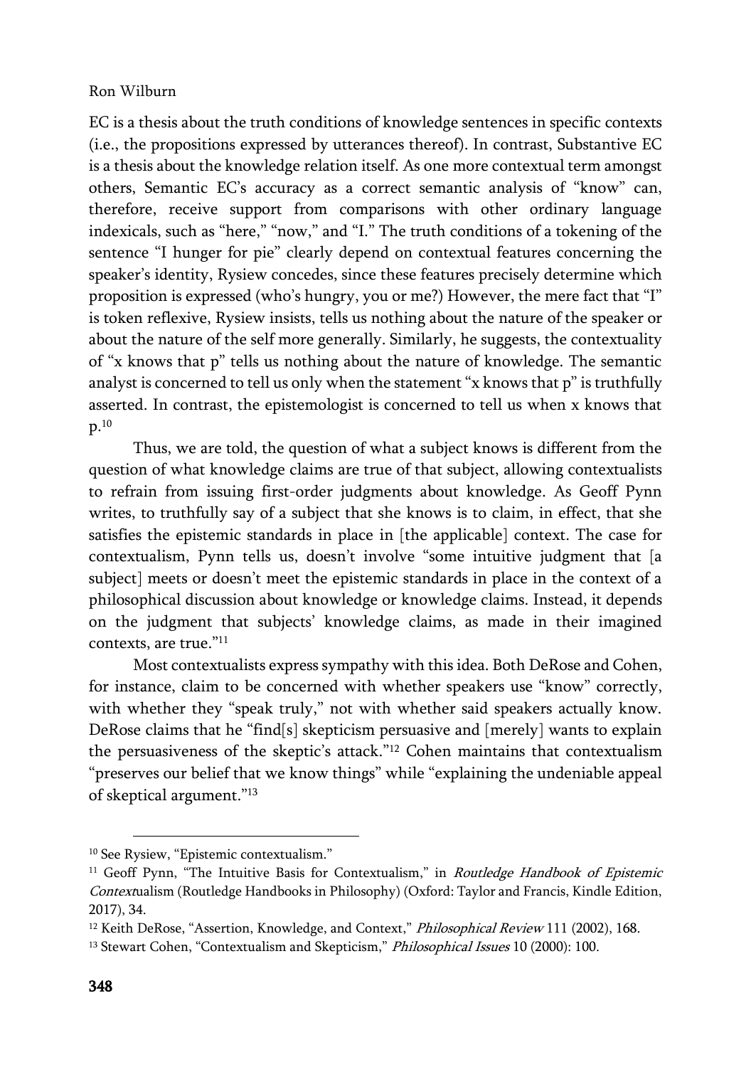EC is a thesis about the truth conditions of knowledge sentences in specific contexts (i.e., the propositions expressed by utterances thereof). In contrast, Substantive EC is a thesis about the knowledge relation itself. As one more contextual term amongst others, Semantic EC's accuracy as a correct semantic analysis of "know" can, therefore, receive support from comparisons with other ordinary language indexicals, such as "here," "now," and "I." The truth conditions of a tokening of the sentence "I hunger for pie" clearly depend on contextual features concerning the speaker's identity, Rysiew concedes, since these features precisely determine which proposition is expressed (who's hungry, you or me?) However, the mere fact that "I" is token reflexive, Rysiew insists, tells us nothing about the nature of the speaker or about the nature of the self more generally. Similarly, he suggests, the contextuality of "x knows that p" tells us nothing about the nature of knowledge. The semantic analyst is concerned to tell us only when the statement "x knows that p" is truthfully asserted. In contrast, the epistemologist is concerned to tell us when x knows that p.[10]

Thus, we are told, the question of what a subject knows is different from the question of what knowledge claims are true of that subject, allowing contextualists to refrain from issuing first-order judgments about knowledge. As Geoff Pynn writes, to truthfully say of a subject that she knows is to claim, in effect, that she satisfies the epistemic standards in place in [the applicable] context. The case for contextualism, Pynn tells us, doesn't involve "some intuitive judgment that [a subject] meets or doesn't meet the epistemic standards in place in the context of a philosophical discussion about knowledge or knowledge claims. Instead, it depends on the judgment that subjects' knowledge claims, as made in their imagined contexts, are true."[11]

Most contextualists express sympathy with this idea. Both DeRose and Cohen, for instance, claim to be concerned with whether speakers use "know" correctly, with whether they "speak truly," not with whether said speakers actually know. DeRose claims that he "find[s] skepticism persuasive and [merely] wants to explain the persuasiveness of the skeptic's attack."[12] Cohen maintains that contextualism "preserves our belief that we know things" while "explaining the undeniable appeal of skeptical argument."[13]

---

[10] See Rysiew, "Epistemic contextualism."

[11] Geoff Pynn, "The Intuitive Basis for Contextualism," in *Routledge Handbook of Epistemic Contextualism* (Routledge Handbooks in Philosophy) (Oxford: Taylor and Francis, Kindle Edition, 2017), 34.

[12] Keith DeRose, "Assertion, Knowledge, and Context," *Philosophical Review* 111 (2002), 168.

[13] Stewart Cohen, "Contextualism and Skepticism," *Philosophical Issues* 10 (2000): 100.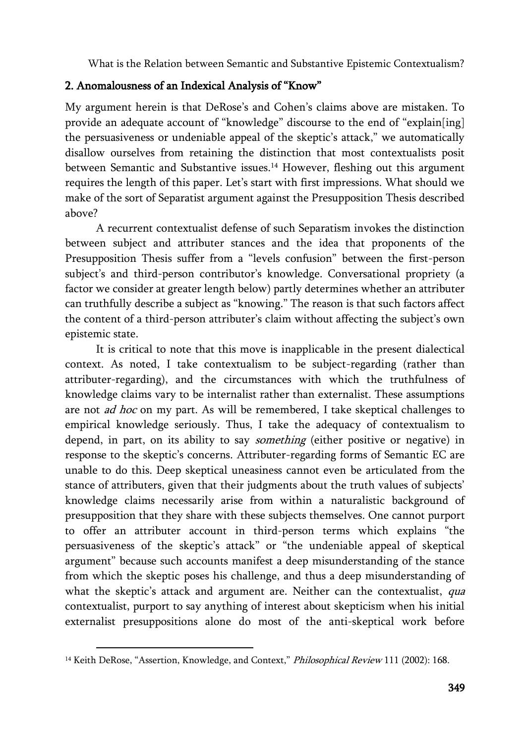## 2. Anomalousness of an Indexical Analysis of "Know"

My argument herein is that DeRose's and Cohen's claims above are mistaken. To provide an adequate account of "knowledge" discourse to the end of "explain[ing] the persuasiveness or undeniable appeal of the skeptic's attack," we automatically disallow ourselves from retaining the distinction that most contextualists posit between Semantic and Substantive issues.[14] However, fleshing out this argument requires the length of this paper. Let's start with first impressions. What should we make of the sort of Separatist argument against the Presupposition Thesis described above?

A recurrent contextualist defense of such Separatism invokes the distinction between subject and attributer stances and the idea that proponents of the Presupposition Thesis suffer from a "levels confusion" between the first-person subject's and third-person contributor's knowledge. Conversational propriety (a factor we consider at greater length below) partly determines whether an attributer can truthfully describe a subject as "knowing." The reason is that such factors affect the content of a third-person attributer's claim without affecting the subject's own epistemic state.

It is critical to note that this move is inapplicable in the present dialectical context. As noted, I take contextualism to be subject-regarding (rather than attributer-regarding), and the circumstances with which the truthfulness of knowledge claims vary to be internalist rather than externalist. These assumptions are not *ad hoc* on my part. As will be remembered, I take skeptical challenges to empirical knowledge seriously. Thus, I take the adequacy of contextualism to depend, in part, on its ability to say *something* (either positive or negative) in response to the skeptic's concerns. Attributer-regarding forms of Semantic EC are unable to do this. Deep skeptical uneasiness cannot even be articulated from the stance of attributers, given that their judgments about the truth values of subjects' knowledge claims necessarily arise from within a naturalistic background of presupposition that they share with these subjects themselves. One cannot purport to offer an attributer account in third-person terms which explains "the persuasiveness of the skeptic's attack" or "the undeniable appeal of skeptical argument" because such accounts manifest a deep misunderstanding of the stance from which the skeptic poses his challenge, and thus a deep misunderstanding of what the skeptic's attack and argument are. Neither can the contextualist, *qua* contextualist, purport to say anything of interest about skepticism when his initial externalist presuppositions alone do most of the anti-skeptical work before

[14] Keith DeRose, "Assertion, Knowledge, and Context," *Philosophical Review* 111 (2002): 168.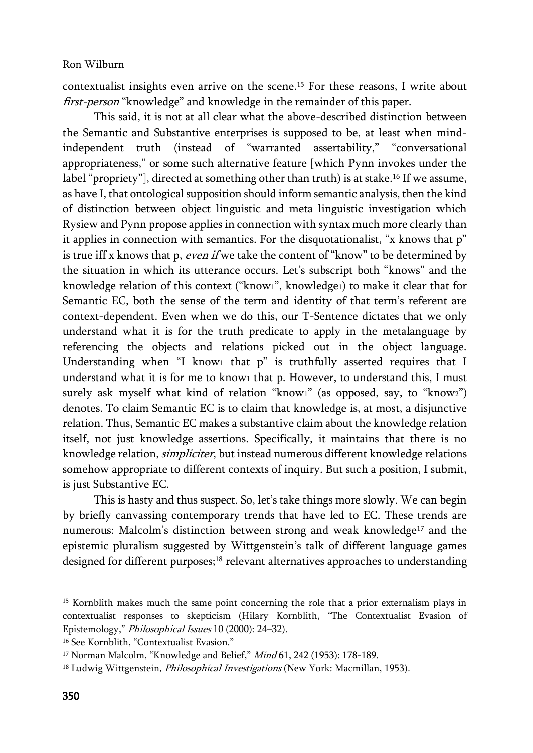contextualist insights even arrive on the scene.[15] For these reasons, I write about *first-person* "knowledge" and knowledge in the remainder of this paper.

This said, it is not at all clear what the above-described distinction between the Semantic and Substantive enterprises is supposed to be, at least when mind-independent truth (instead of "warranted assertability," "conversational appropriateness," or some such alternative feature [which Pynn invokes under the label "propriety"], directed at something other than truth) is at stake.[16] If we assume, as have I, that ontological supposition should inform semantic analysis, then the kind of distinction between object linguistic and meta linguistic investigation which Rysiew and Pynn propose applies in connection with syntax much more clearly than it applies in connection with semantics. For the disquotationalist, "x knows that p" is true iff x knows that p, *even if* we take the content of "know" to be determined by the situation in which its utterance occurs. Let's subscript both "knows" and the knowledge relation of this context ("know$_1$", knowledge$_1$) to make it clear that for Semantic EC, both the sense of the term and identity of that term's referent are context-dependent. Even when we do this, our T-Sentence dictates that we only understand what it is for the truth predicate to apply in the metalanguage by referencing the objects and relations picked out in the object language. Understanding when "I know$_1$ that p" is truthfully asserted requires that I understand what it is for me to know$_1$ that p. However, to understand this, I must surely ask myself what kind of relation "know$_1$" (as opposed, say, to "know$_2$") denotes. To claim Semantic EC is to claim that knowledge is, at most, a disjunctive relation. Thus, Semantic EC makes a substantive claim about the knowledge relation itself, not just knowledge assertions. Specifically, it maintains that there is no knowledge relation, *simpliciter*, but instead numerous different knowledge relations somehow appropriate to different contexts of inquiry. But such a position, I submit, is just Substantive EC.

This is hasty and thus suspect. So, let's take things more slowly. We can begin by briefly canvassing contemporary trends that have led to EC. These trends are numerous: Malcolm's distinction between strong and weak knowledge[17] and the epistemic pluralism suggested by Wittgenstein's talk of different language games designed for different purposes;[18] relevant alternatives approaches to understanding

---

[15] Kornblith makes much the same point concerning the role that a prior externalism plays in contextualist responses to skepticism (Hilary Kornblith, "The Contextualist Evasion of Epistemology," *Philosophical Issues* 10 (2000): 24–32).

[16] See Kornblith, "Contextualist Evasion."

[17] Norman Malcolm, "Knowledge and Belief," *Mind* 61, 242 (1953): 178-189.

[18] Ludwig Wittgenstein, *Philosophical Investigations* (New York: Macmillan, 1953).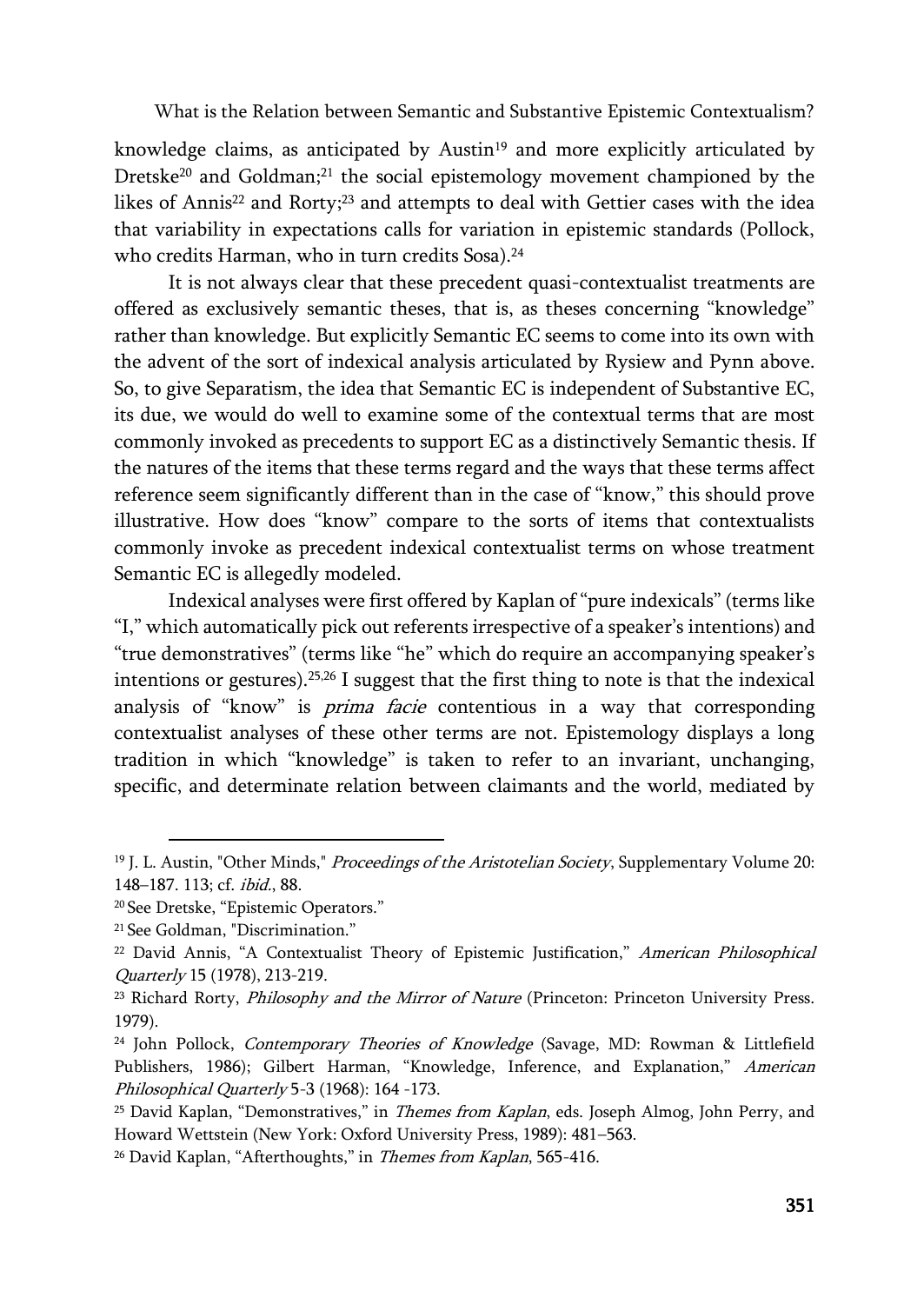knowledge claims, as anticipated by Austin[19] and more explicitly articulated by Dretske[20] and Goldman;[21] the social epistemology movement championed by the likes of Annis[22] and Rorty;[23] and attempts to deal with Gettier cases with the idea that variability in expectations calls for variation in epistemic standards (Pollock, who credits Harman, who in turn credits Sosa).[24]

It is not always clear that these precedent quasi-contextualist treatments are offered as exclusively semantic theses, that is, as theses concerning "knowledge" rather than knowledge. But explicitly Semantic EC seems to come into its own with the advent of the sort of indexical analysis articulated by Rysiew and Pynn above. So, to give Separatism, the idea that Semantic EC is independent of Substantive EC, its due, we would do well to examine some of the contextual terms that are most commonly invoked as precedents to support EC as a distinctively Semantic thesis. If the natures of the items that these terms regard and the ways that these terms affect reference seem significantly different than in the case of "know," this should prove illustrative. How does "know" compare to the sorts of items that contextualists commonly invoke as precedent indexical contextualist terms on whose treatment Semantic EC is allegedly modeled.

Indexical analyses were first offered by Kaplan of "pure indexicals" (terms like "I," which automatically pick out referents irrespective of a speaker's intentions) and "true demonstratives" (terms like "he" which do require an accompanying speaker's intentions or gestures).[25,26] I suggest that the first thing to note is that the indexical analysis of "know" is *prima facie* contentious in a way that corresponding contextualist analyses of these other terms are not. Epistemology displays a long tradition in which "knowledge" is taken to refer to an invariant, unchanging, specific, and determinate relation between claimants and the world, mediated by

---

[19] J. L. Austin, "Other Minds," *Proceedings of the Aristotelian Society*, Supplementary Volume 20: 148–187. 113; cf. *ibid*., 88.

[20] See Dretske, "Epistemic Operators."

[21] See Goldman, "Discrimination."

[22] David Annis, "A Contextualist Theory of Epistemic Justification," *American Philosophical Quarterly* 15 (1978), 213-219.

[23] Richard Rorty, *Philosophy and the Mirror of Nature* (Princeton: Princeton University Press. 1979).

[24] John Pollock, *Contemporary Theories of Knowledge* (Savage, MD: Rowman & Littlefield Publishers, 1986); Gilbert Harman, "Knowledge, Inference, and Explanation," *American Philosophical Quarterly* 5-3 (1968): 164 -173.

[25] David Kaplan, "Demonstratives," in *Themes from Kaplan*, eds. Joseph Almog, John Perry, and Howard Wettstein (New York: Oxford University Press, 1989): 481–563.

[26] David Kaplan, "Afterthoughts," in *Themes from Kaplan*, 565-416.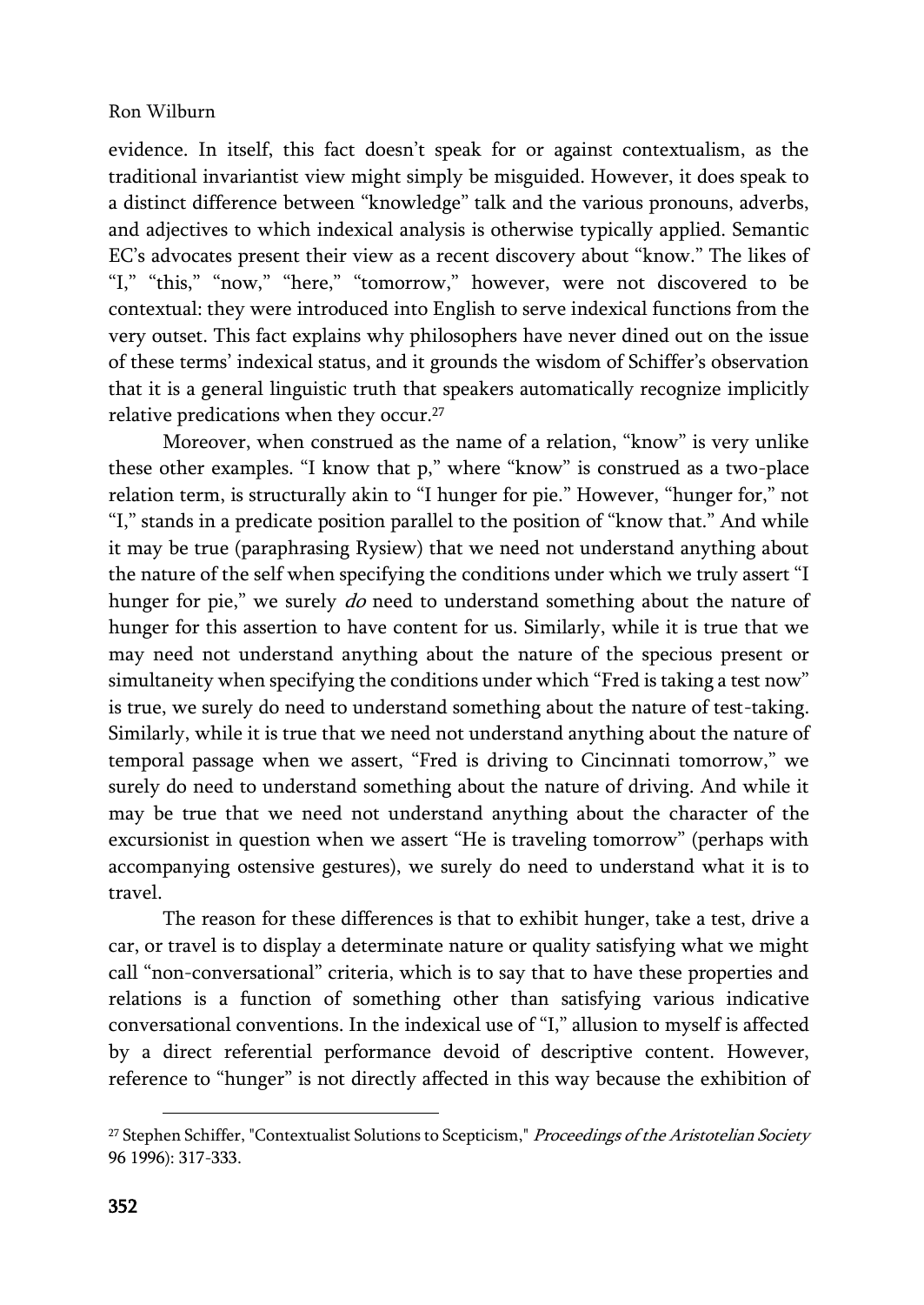evidence. In itself, this fact doesn't speak for or against contextualism, as the traditional invariantist view might simply be misguided. However, it does speak to a distinct difference between "knowledge" talk and the various pronouns, adverbs, and adjectives to which indexical analysis is otherwise typically applied. Semantic EC's advocates present their view as a recent discovery about "know." The likes of "I," "this," "now," "here," "tomorrow," however, were not discovered to be contextual: they were introduced into English to serve indexical functions from the very outset. This fact explains why philosophers have never dined out on the issue of these terms' indexical status, and it grounds the wisdom of Schiffer's observation that it is a general linguistic truth that speakers automatically recognize implicitly relative predications when they occur.[27]

Moreover, when construed as the name of a relation, "know" is very unlike these other examples. "I know that p," where "know" is construed as a two-place relation term, is structurally akin to "I hunger for pie." However, "hunger for," not "I," stands in a predicate position parallel to the position of "know that." And while it may be true (paraphrasing Rysiew) that we need not understand anything about the nature of the self when specifying the conditions under which we truly assert "I hunger for pie," we surely *do* need to understand something about the nature of hunger for this assertion to have content for us. Similarly, while it is true that we may need not understand anything about the nature of the specious present or simultaneity when specifying the conditions under which "Fred is taking a test now" is true, we surely do need to understand something about the nature of test-taking. Similarly, while it is true that we need not understand anything about the nature of temporal passage when we assert, "Fred is driving to Cincinnati tomorrow," we surely do need to understand something about the nature of driving. And while it may be true that we need not understand anything about the character of the excursionist in question when we assert "He is traveling tomorrow" (perhaps with accompanying ostensive gestures), we surely do need to understand what it is to travel.

The reason for these differences is that to exhibit hunger, take a test, drive a car, or travel is to display a determinate nature or quality satisfying what we might call "non-conversational" criteria, which is to say that to have these properties and relations is a function of something other than satisfying various indicative conversational conventions. In the indexical use of "I," allusion to myself is affected by a direct referential performance devoid of descriptive content. However, reference to "hunger" is not directly affected in this way because the exhibition of

[27] Stephen Schiffer, "Contextualist Solutions to Scepticism," *Proceedings of the Aristotelian Society* 96 1996): 317-333.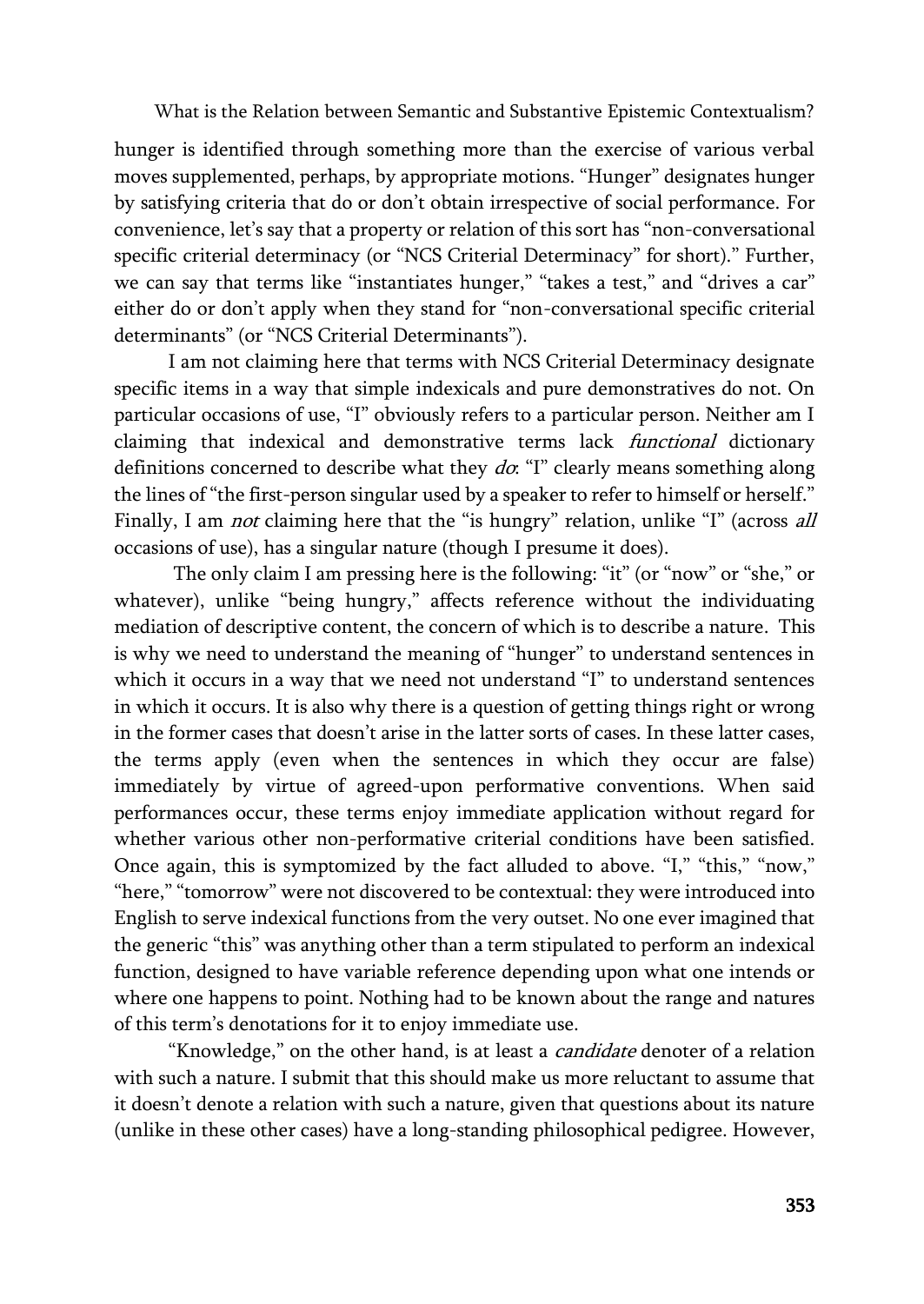hunger is identified through something more than the exercise of various verbal moves supplemented, perhaps, by appropriate motions. "Hunger" designates hunger by satisfying criteria that do or don't obtain irrespective of social performance. For convenience, let's say that a property or relation of this sort has "non-conversational specific criterial determinacy (or "NCS Criterial Determinacy" for short)." Further, we can say that terms like "instantiates hunger," "takes a test," and "drives a car" either do or don't apply when they stand for "non-conversational specific criterial determinants" (or "NCS Criterial Determinants").

I am not claiming here that terms with NCS Criterial Determinacy designate specific items in a way that simple indexicals and pure demonstratives do not. On particular occasions of use, "I" obviously refers to a particular person. Neither am I claiming that indexical and demonstrative terms lack *functional* dictionary definitions concerned to describe what they *do*: "I" clearly means something along the lines of "the first-person singular used by a speaker to refer to himself or herself." Finally, I am *not* claiming here that the "is hungry" relation, unlike "I" (across *all* occasions of use), has a singular nature (though I presume it does).

The only claim I am pressing here is the following: "it" (or "now" or "she," or whatever), unlike "being hungry," affects reference without the individuating mediation of descriptive content, the concern of which is to describe a nature. This is why we need to understand the meaning of "hunger" to understand sentences in which it occurs in a way that we need not understand "I" to understand sentences in which it occurs. It is also why there is a question of getting things right or wrong in the former cases that doesn't arise in the latter sorts of cases. In these latter cases, the terms apply (even when the sentences in which they occur are false) immediately by virtue of agreed-upon performative conventions. When said performances occur, these terms enjoy immediate application without regard for whether various other non-performative criterial conditions have been satisfied. Once again, this is symptomized by the fact alluded to above. "I," "this," "now," "here," "tomorrow" were not discovered to be contextual: they were introduced into English to serve indexical functions from the very outset. No one ever imagined that the generic "this" was anything other than a term stipulated to perform an indexical function, designed to have variable reference depending upon what one intends or where one happens to point. Nothing had to be known about the range and natures of this term's denotations for it to enjoy immediate use.

"Knowledge," on the other hand, is at least a *candidate* denoter of a relation with such a nature. I submit that this should make us more reluctant to assume that it doesn't denote a relation with such a nature, given that questions about its nature (unlike in these other cases) have a long-standing philosophical pedigree. However,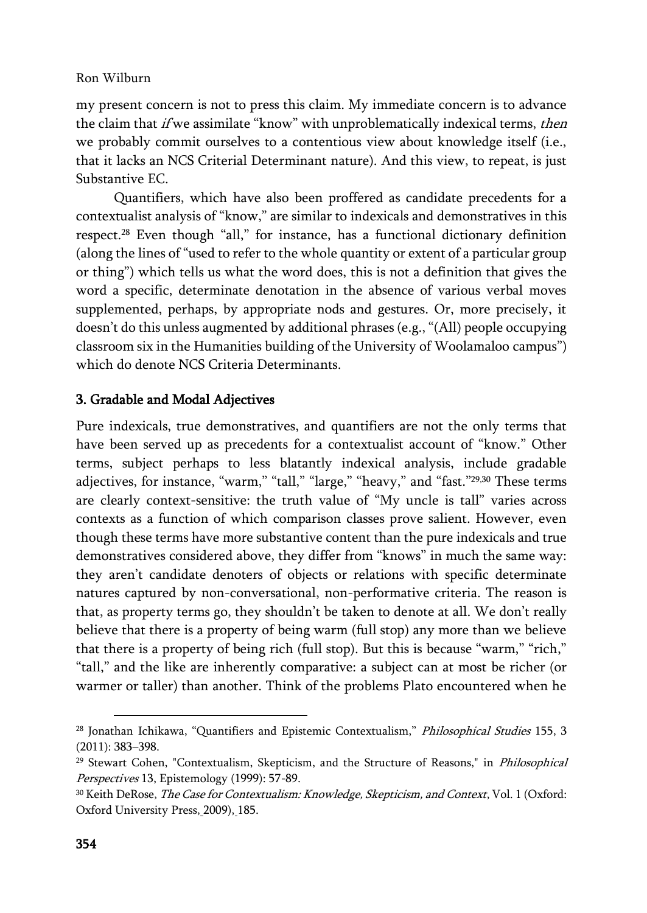my present concern is not to press this claim. My immediate concern is to advance the claim that *if* we assimilate "know" with unproblematically indexical terms, *then* we probably commit ourselves to a contentious view about knowledge itself (i.e., that it lacks an NCS Criterial Determinant nature). And this view, to repeat, is just Substantive EC.

Quantifiers, which have also been proffered as candidate precedents for a contextualist analysis of "know," are similar to indexicals and demonstratives in this respect.[28] Even though "all," for instance, has a functional dictionary definition (along the lines of "used to refer to the whole quantity or extent of a particular group or thing") which tells us what the word does, this is not a definition that gives the word a specific, determinate denotation in the absence of various verbal moves supplemented, perhaps, by appropriate nods and gestures. Or, more precisely, it doesn't do this unless augmented by additional phrases (e.g., "(All) people occupying classroom six in the Humanities building of the University of Woolamaloo campus") which do denote NCS Criteria Determinants.

## 3. Gradable and Modal Adjectives

Pure indexicals, true demonstratives, and quantifiers are not the only terms that have been served up as precedents for a contextualist account of "know." Other terms, subject perhaps to less blatantly indexical analysis, include gradable adjectives, for instance, "warm," "tall," "large," "heavy," and "fast."[29,30] These terms are clearly context-sensitive: the truth value of "My uncle is tall" varies across contexts as a function of which comparison classes prove salient. However, even though these terms have more substantive content than the pure indexicals and true demonstratives considered above, they differ from "knows" in much the same way: they aren't candidate denoters of objects or relations with specific determinate natures captured by non-conversational, non-performative criteria. The reason is that, as property terms go, they shouldn't be taken to denote at all. We don't really believe that there is a property of being warm (full stop) any more than we believe that there is a property of being rich (full stop). But this is because "warm," "rich," "tall," and the like are inherently comparative: a subject can at most be richer (or warmer or taller) than another. Think of the problems Plato encountered when he

---

[28] Jonathan Ichikawa, "Quantifiers and Epistemic Contextualism," *Philosophical Studies* 155, 3 (2011): 383–398.

[29] Stewart Cohen, "Contextualism, Skepticism, and the Structure of Reasons," in *Philosophical Perspectives* 13, Epistemology (1999): 57-89.

[30] Keith DeRose, *The Case for Contextualism: Knowledge, Skepticism, and Context*, Vol. 1 (Oxford: Oxford University Press, 2009), 185.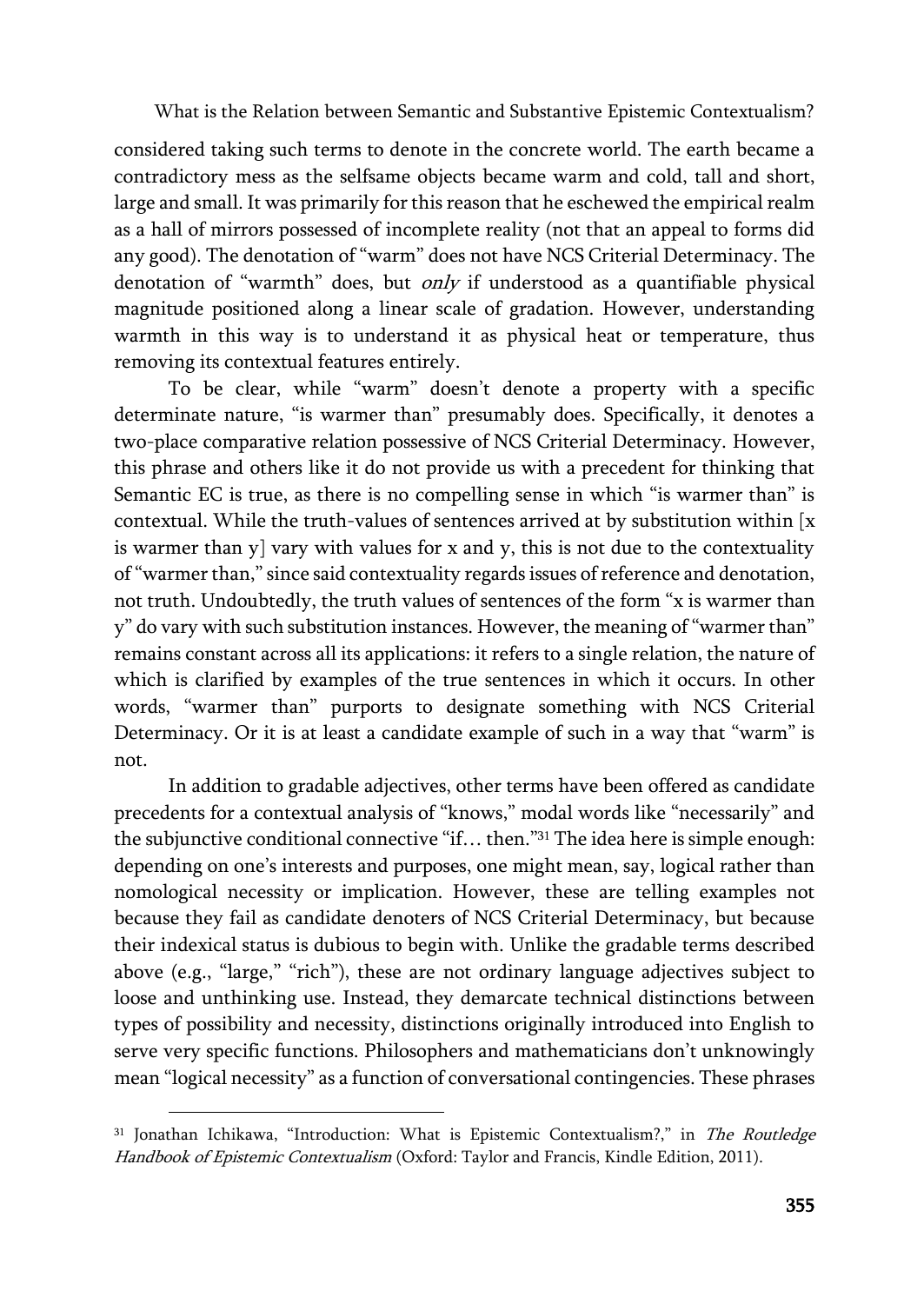considered taking such terms to denote in the concrete world. The earth became a contradictory mess as the selfsame objects became warm and cold, tall and short, large and small. It was primarily for this reason that he eschewed the empirical realm as a hall of mirrors possessed of incomplete reality (not that an appeal to forms did any good). The denotation of "warm" does not have NCS Criterial Determinacy. The denotation of "warmth" does, but *only* if understood as a quantifiable physical magnitude positioned along a linear scale of gradation. However, understanding warmth in this way is to understand it as physical heat or temperature, thus removing its contextual features entirely.

To be clear, while "warm" doesn't denote a property with a specific determinate nature, "is warmer than" presumably does. Specifically, it denotes a two-place comparative relation possessive of NCS Criterial Determinacy. However, this phrase and others like it do not provide us with a precedent for thinking that Semantic EC is true, as there is no compelling sense in which "is warmer than" is contextual. While the truth-values of sentences arrived at by substitution within [x is warmer than y] vary with values for x and y, this is not due to the contextuality of "warmer than," since said contextuality regards issues of reference and denotation, not truth. Undoubtedly, the truth values of sentences of the form "x is warmer than y" do vary with such substitution instances. However, the meaning of "warmer than" remains constant across all its applications: it refers to a single relation, the nature of which is clarified by examples of the true sentences in which it occurs. In other words, "warmer than" purports to designate something with NCS Criterial Determinacy. Or it is at least a candidate example of such in a way that "warm" is not.

In addition to gradable adjectives, other terms have been offered as candidate precedents for a contextual analysis of "knows," modal words like "necessarily" and the subjunctive conditional connective "if… then."[31] The idea here is simple enough: depending on one's interests and purposes, one might mean, say, logical rather than nomological necessity or implication. However, these are telling examples not because they fail as candidate denoters of NCS Criterial Determinacy, but because their indexical status is dubious to begin with. Unlike the gradable terms described above (e.g., "large," "rich"), these are not ordinary language adjectives subject to loose and unthinking use. Instead, they demarcate technical distinctions between types of possibility and necessity, distinctions originally introduced into English to serve very specific functions. Philosophers and mathematicians don't unknowingly mean "logical necessity" as a function of conversational contingencies. These phrases

---

[31] Jonathan Ichikawa, "Introduction: What is Epistemic Contextualism?," in *The Routledge Handbook of Epistemic Contextualism* (Oxford: Taylor and Francis, Kindle Edition, 2011).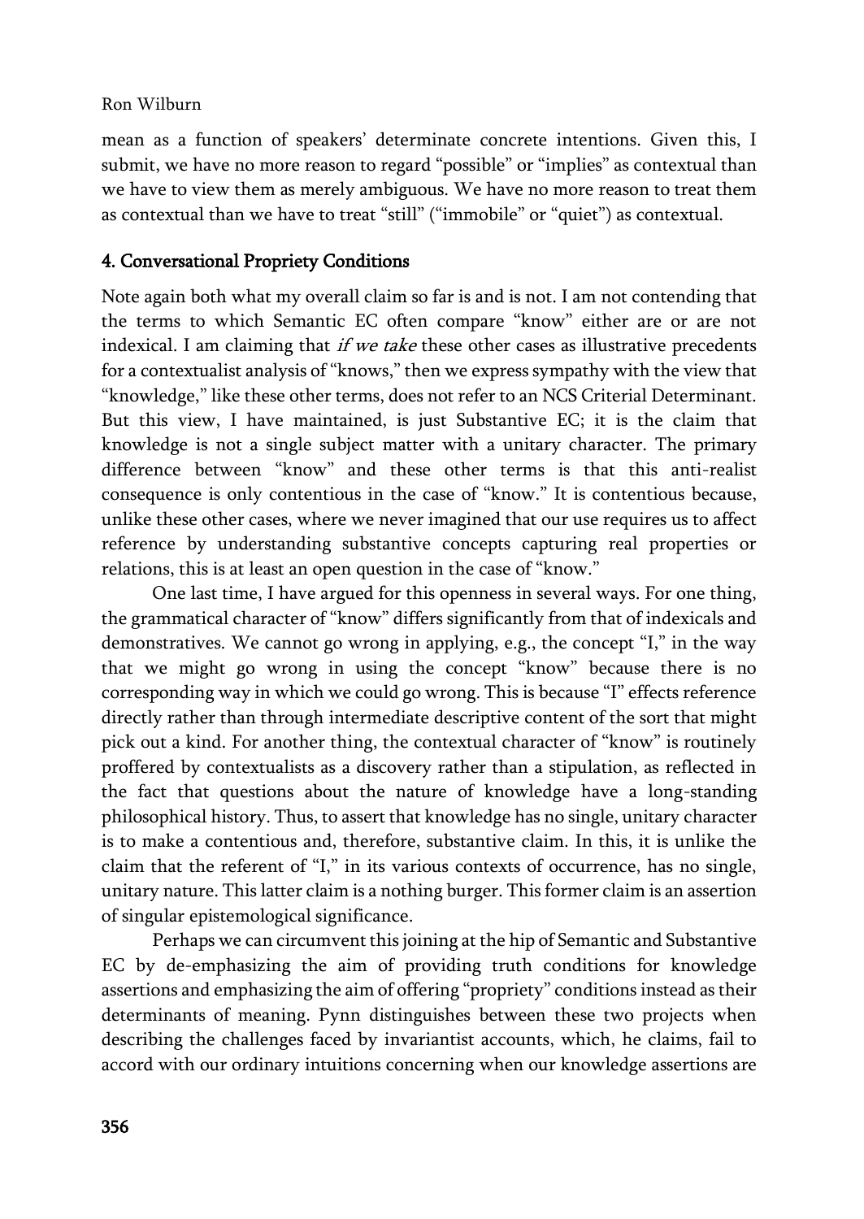mean as a function of speakers' determinate concrete intentions. Given this, I submit, we have no more reason to regard "possible" or "implies" as contextual than we have to view them as merely ambiguous. We have no more reason to treat them as contextual than we have to treat "still" ("immobile" or "quiet") as contextual.

## 4. Conversational Propriety Conditions

Note again both what my overall claim so far is and is not. I am not contending that the terms to which Semantic EC often compare "know" either are or are not indexical. I am claiming that *if we take* these other cases as illustrative precedents for a contextualist analysis of "knows," then we express sympathy with the view that "knowledge," like these other terms, does not refer to an NCS Criterial Determinant. But this view, I have maintained, is just Substantive EC; it is the claim that knowledge is not a single subject matter with a unitary character. The primary difference between "know" and these other terms is that this anti-realist consequence is only contentious in the case of "know." It is contentious because, unlike these other cases, where we never imagined that our use requires us to affect reference by understanding substantive concepts capturing real properties or relations, this is at least an open question in the case of "know."

One last time, I have argued for this openness in several ways. For one thing, the grammatical character of "know" differs significantly from that of indexicals and demonstratives. We cannot go wrong in applying, e.g., the concept "I," in the way that we might go wrong in using the concept "know" because there is no corresponding way in which we could go wrong. This is because "I" effects reference directly rather than through intermediate descriptive content of the sort that might pick out a kind. For another thing, the contextual character of "know" is routinely proffered by contextualists as a discovery rather than a stipulation, as reflected in the fact that questions about the nature of knowledge have a long-standing philosophical history. Thus, to assert that knowledge has no single, unitary character is to make a contentious and, therefore, substantive claim. In this, it is unlike the claim that the referent of "I," in its various contexts of occurrence, has no single, unitary nature. This latter claim is a nothing burger. This former claim is an assertion of singular epistemological significance.

Perhaps we can circumvent this joining at the hip of Semantic and Substantive EC by de-emphasizing the aim of providing truth conditions for knowledge assertions and emphasizing the aim of offering "propriety" conditions instead as their determinants of meaning. Pynn distinguishes between these two projects when describing the challenges faced by invariantist accounts, which, he claims, fail to accord with our ordinary intuitions concerning when our knowledge assertions are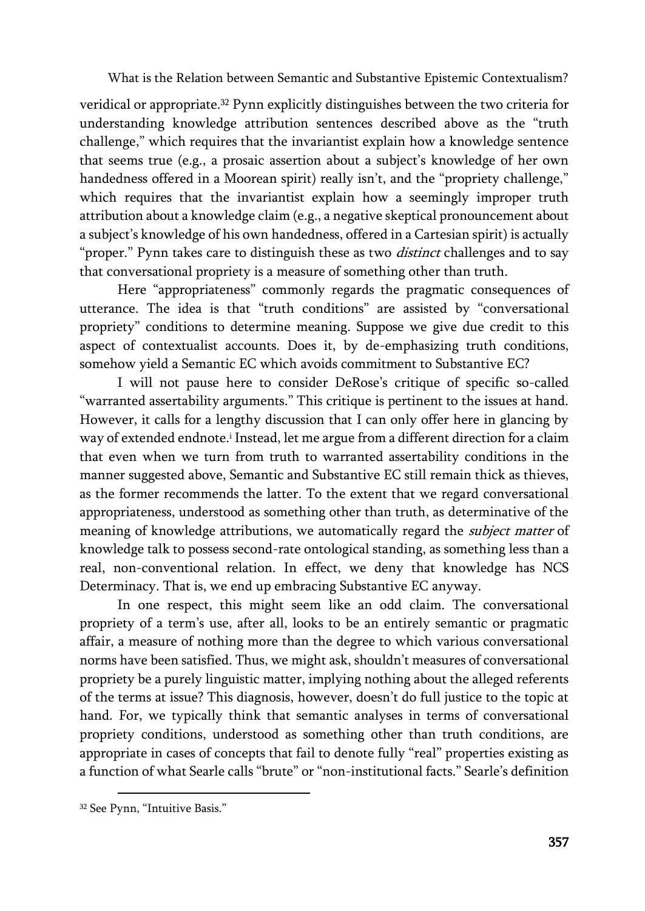veridical or appropriate.[32] Pynn explicitly distinguishes between the two criteria for understanding knowledge attribution sentences described above as the "truth challenge," which requires that the invariantist explain how a knowledge sentence that seems true (e.g., a prosaic assertion about a subject's knowledge of her own handedness offered in a Moorean spirit) really isn't, and the "propriety challenge," which requires that the invariantist explain how a seemingly improper truth attribution about a knowledge claim (e.g., a negative skeptical pronouncement about a subject's knowledge of his own handedness, offered in a Cartesian spirit) is actually "proper." Pynn takes care to distinguish these as two *distinct* challenges and to say that conversational propriety is a measure of something other than truth.

Here "appropriateness" commonly regards the pragmatic consequences of utterance. The idea is that "truth conditions" are assisted by "conversational propriety" conditions to determine meaning. Suppose we give due credit to this aspect of contextualist accounts. Does it, by de-emphasizing truth conditions, somehow yield a Semantic EC which avoids commitment to Substantive EC?

I will not pause here to consider DeRose's critique of specific so-called "warranted assertability arguments." This critique is pertinent to the issues at hand. However, it calls for a lengthy discussion that I can only offer here in glancing by way of extended endnote.[i] Instead, let me argue from a different direction for a claim that even when we turn from truth to warranted assertability conditions in the manner suggested above, Semantic and Substantive EC still remain thick as thieves, as the former recommends the latter. To the extent that we regard conversational appropriateness, understood as something other than truth, as determinative of the meaning of knowledge attributions, we automatically regard the *subject matter* of knowledge talk to possess second-rate ontological standing, as something less than a real, non-conventional relation. In effect, we deny that knowledge has NCS Determinacy. That is, we end up embracing Substantive EC anyway.

In one respect, this might seem like an odd claim. The conversational propriety of a term's use, after all, looks to be an entirely semantic or pragmatic affair, a measure of nothing more than the degree to which various conversational norms have been satisfied. Thus, we might ask, shouldn't measures of conversational propriety be a purely linguistic matter, implying nothing about the alleged referents of the terms at issue? This diagnosis, however, doesn't do full justice to the topic at hand. For, we typically think that semantic analyses in terms of conversational propriety conditions, understood as something other than truth conditions, are appropriate in cases of concepts that fail to denote fully "real" properties existing as a function of what Searle calls "brute" or "non-institutional facts." Searle's definition

[32] See Pynn, "Intuitive Basis."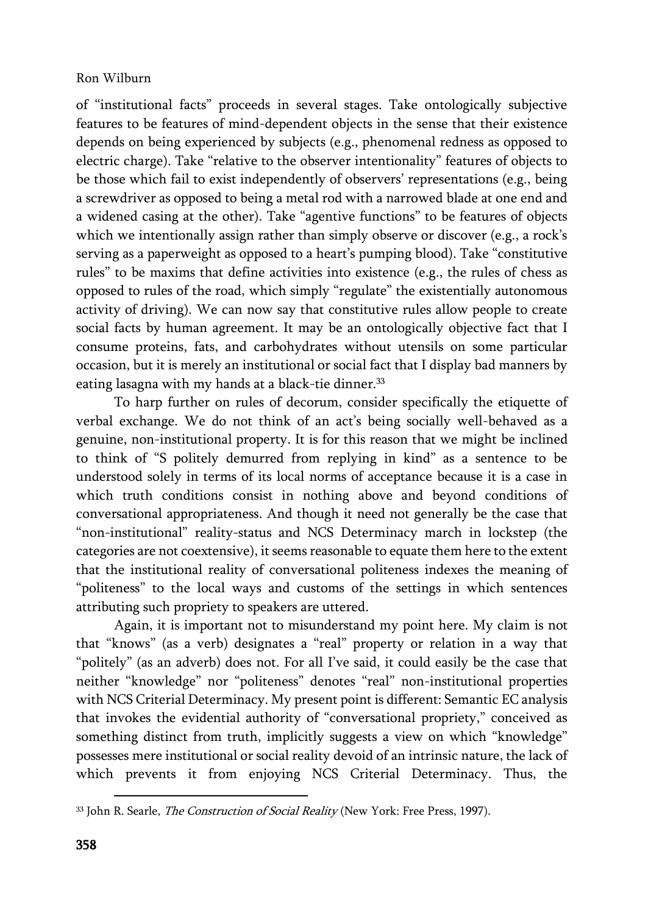of "institutional facts" proceeds in several stages. Take ontologically subjective features to be features of mind-dependent objects in the sense that their existence depends on being experienced by subjects (e.g., phenomenal redness as opposed to electric charge). Take "relative to the observer intentionality" features of objects to be those which fail to exist independently of observers' representations (e.g., being a screwdriver as opposed to being a metal rod with a narrowed blade at one end and a widened casing at the other). Take "agentive functions" to be features of objects which we intentionally assign rather than simply observe or discover (e.g., a rock's serving as a paperweight as opposed to a heart's pumping blood). Take "constitutive rules" to be maxims that define activities into existence (e.g., the rules of chess as opposed to rules of the road, which simply "regulate" the existentially autonomous activity of driving). We can now say that constitutive rules allow people to create social facts by human agreement. It may be an ontologically objective fact that I consume proteins, fats, and carbohydrates without utensils on some particular occasion, but it is merely an institutional or social fact that I display bad manners by eating lasagna with my hands at a black-tie dinner.[33]

To harp further on rules of decorum, consider specifically the etiquette of verbal exchange. We do not think of an act's being socially well-behaved as a genuine, non-institutional property. It is for this reason that we might be inclined to think of "S politely demurred from replying in kind" as a sentence to be understood solely in terms of its local norms of acceptance because it is a case in which truth conditions consist in nothing above and beyond conditions of conversational appropriateness. And though it need not generally be the case that "non-institutional" reality-status and NCS Determinacy march in lockstep (the categories are not coextensive), it seems reasonable to equate them here to the extent that the institutional reality of conversational politeness indexes the meaning of "politeness" to the local ways and customs of the settings in which sentences attributing such propriety to speakers are uttered.

Again, it is important not to misunderstand my point here. My claim is not that "knows" (as a verb) designates a "real" property or relation in a way that "politely" (as an adverb) does not. For all I've said, it could easily be the case that neither "knowledge" nor "politeness" denotes "real" non-institutional properties with NCS Criterial Determinacy. My present point is different: Semantic EC analysis that invokes the evidential authority of "conversational propriety," conceived as something distinct from truth, implicitly suggests a view on which "knowledge" possesses mere institutional or social reality devoid of an intrinsic nature, the lack of which prevents it from enjoying NCS Criterial Determinacy. Thus, the

---

[33] John R. Searle, *The Construction of Social Reality* (New York: Free Press, 1997).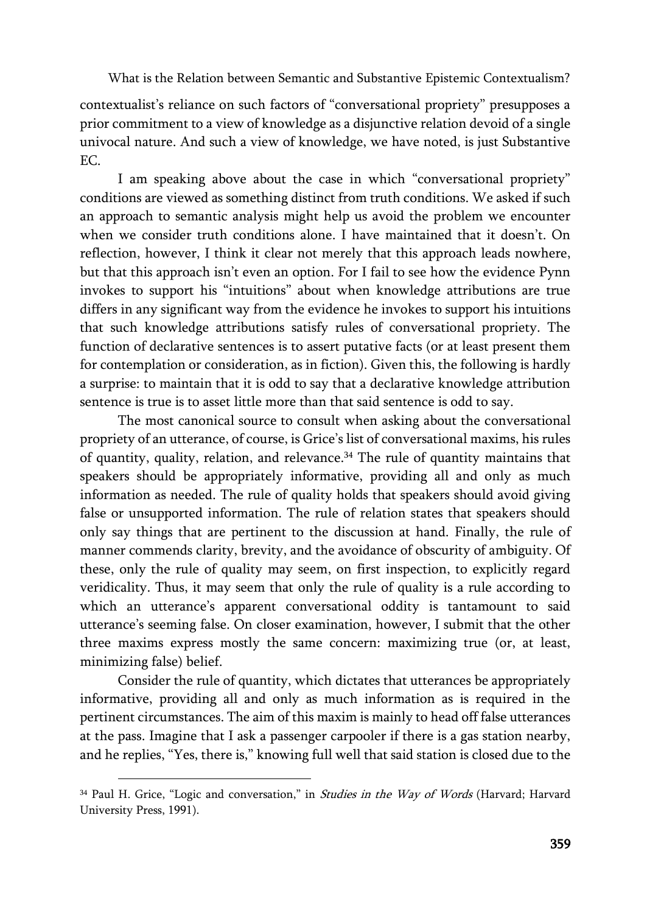contextualist's reliance on such factors of "conversational propriety" presupposes a prior commitment to a view of knowledge as a disjunctive relation devoid of a single univocal nature. And such a view of knowledge, we have noted, is just Substantive EC.

I am speaking above about the case in which "conversational propriety" conditions are viewed as something distinct from truth conditions. We asked if such an approach to semantic analysis might help us avoid the problem we encounter when we consider truth conditions alone. I have maintained that it doesn't. On reflection, however, I think it clear not merely that this approach leads nowhere, but that this approach isn't even an option. For I fail to see how the evidence Pynn invokes to support his "intuitions" about when knowledge attributions are true differs in any significant way from the evidence he invokes to support his intuitions that such knowledge attributions satisfy rules of conversational propriety. The function of declarative sentences is to assert putative facts (or at least present them for contemplation or consideration, as in fiction). Given this, the following is hardly a surprise: to maintain that it is odd to say that a declarative knowledge attribution sentence is true is to asset little more than that said sentence is odd to say.

The most canonical source to consult when asking about the conversational propriety of an utterance, of course, is Grice's list of conversational maxims, his rules of quantity, quality, relation, and relevance.[34] The rule of quantity maintains that speakers should be appropriately informative, providing all and only as much information as needed. The rule of quality holds that speakers should avoid giving false or unsupported information. The rule of relation states that speakers should only say things that are pertinent to the discussion at hand. Finally, the rule of manner commends clarity, brevity, and the avoidance of obscurity of ambiguity. Of these, only the rule of quality may seem, on first inspection, to explicitly regard veridicality. Thus, it may seem that only the rule of quality is a rule according to which an utterance's apparent conversational oddity is tantamount to said utterance's seeming false. On closer examination, however, I submit that the other three maxims express mostly the same concern: maximizing true (or, at least, minimizing false) belief.

Consider the rule of quantity, which dictates that utterances be appropriately informative, providing all and only as much information as is required in the pertinent circumstances. The aim of this maxim is mainly to head off false utterances at the pass. Imagine that I ask a passenger carpooler if there is a gas station nearby, and he replies, "Yes, there is," knowing full well that said station is closed due to the

---

[34] Paul H. Grice, "Logic and conversation," in *Studies in the Way of Words* (Harvard; Harvard University Press, 1991).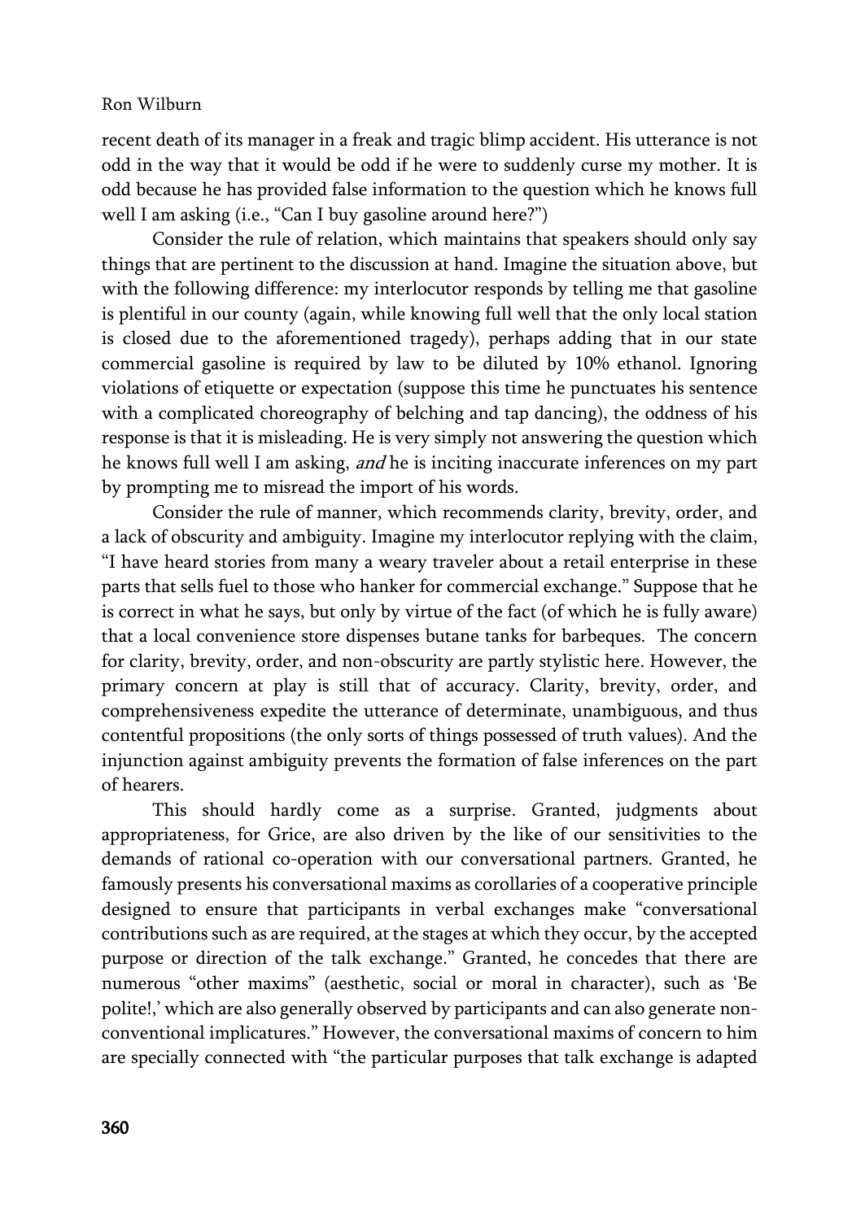recent death of its manager in a freak and tragic blimp accident. His utterance is not odd in the way that it would be odd if he were to suddenly curse my mother. It is odd because he has provided false information to the question which he knows full well I am asking (i.e., "Can I buy gasoline around here?")

Consider the rule of relation, which maintains that speakers should only say things that are pertinent to the discussion at hand. Imagine the situation above, but with the following difference: my interlocutor responds by telling me that gasoline is plentiful in our county (again, while knowing full well that the only local station is closed due to the aforementioned tragedy), perhaps adding that in our state commercial gasoline is required by law to be diluted by 10% ethanol. Ignoring violations of etiquette or expectation (suppose this time he punctuates his sentence with a complicated choreography of belching and tap dancing), the oddness of his response is that it is misleading. He is very simply not answering the question which he knows full well I am asking, *and* he is inciting inaccurate inferences on my part by prompting me to misread the import of his words.

Consider the rule of manner, which recommends clarity, brevity, order, and a lack of obscurity and ambiguity. Imagine my interlocutor replying with the claim, "I have heard stories from many a weary traveler about a retail enterprise in these parts that sells fuel to those who hanker for commercial exchange." Suppose that he is correct in what he says, but only by virtue of the fact (of which he is fully aware) that a local convenience store dispenses butane tanks for barbeques. The concern for clarity, brevity, order, and non-obscurity are partly stylistic here. However, the primary concern at play is still that of accuracy. Clarity, brevity, order, and comprehensiveness expedite the utterance of determinate, unambiguous, and thus contentful propositions (the only sorts of things possessed of truth values). And the injunction against ambiguity prevents the formation of false inferences on the part of hearers.

This should hardly come as a surprise. Granted, judgments about appropriateness, for Grice, are also driven by the like of our sensitivities to the demands of rational co-operation with our conversational partners. Granted, he famously presents his conversational maxims as corollaries of a cooperative principle designed to ensure that participants in verbal exchanges make "conversational contributions such as are required, at the stages at which they occur, by the accepted purpose or direction of the talk exchange." Granted, he concedes that there are numerous "other maxims" (aesthetic, social or moral in character), such as 'Be polite!,' which are also generally observed by participants and can also generate non-conventional implicatures." However, the conversational maxims of concern to him are specially connected with "the particular purposes that talk exchange is adapted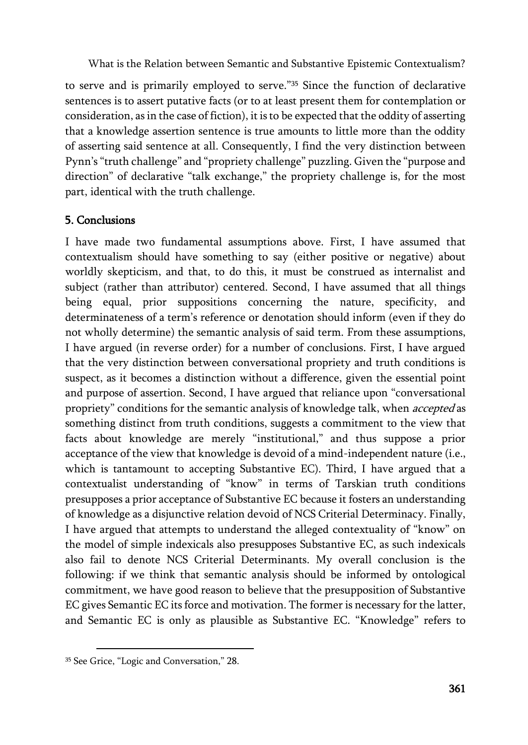to serve and is primarily employed to serve."[35] Since the function of declarative sentences is to assert putative facts (or to at least present them for contemplation or consideration, as in the case of fiction), it is to be expected that the oddity of asserting that a knowledge assertion sentence is true amounts to little more than the oddity of asserting said sentence at all. Consequently, I find the very distinction between Pynn's "truth challenge" and "propriety challenge" puzzling. Given the "purpose and direction" of declarative "talk exchange," the propriety challenge is, for the most part, identical with the truth challenge.

## 5. Conclusions

I have made two fundamental assumptions above. First, I have assumed that contextualism should have something to say (either positive or negative) about worldly skepticism, and that, to do this, it must be construed as internalist and subject (rather than attributor) centered. Second, I have assumed that all things being equal, prior suppositions concerning the nature, specificity, and determinateness of a term's reference or denotation should inform (even if they do not wholly determine) the semantic analysis of said term. From these assumptions, I have argued (in reverse order) for a number of conclusions. First, I have argued that the very distinction between conversational propriety and truth conditions is suspect, as it becomes a distinction without a difference, given the essential point and purpose of assertion. Second, I have argued that reliance upon "conversational propriety" conditions for the semantic analysis of knowledge talk, when *accepted* as something distinct from truth conditions, suggests a commitment to the view that facts about knowledge are merely "institutional," and thus suppose a prior acceptance of the view that knowledge is devoid of a mind-independent nature (i.e., which is tantamount to accepting Substantive EC). Third, I have argued that a contextualist understanding of "know" in terms of Tarskian truth conditions presupposes a prior acceptance of Substantive EC because it fosters an understanding of knowledge as a disjunctive relation devoid of NCS Criterial Determinacy. Finally, I have argued that attempts to understand the alleged contextuality of "know" on the model of simple indexicals also presupposes Substantive EC, as such indexicals also fail to denote NCS Criterial Determinants. My overall conclusion is the following: if we think that semantic analysis should be informed by ontological commitment, we have good reason to believe that the presupposition of Substantive EC gives Semantic EC its force and motivation. The former is necessary for the latter, and Semantic EC is only as plausible as Substantive EC. "Knowledge" refers to

[35] See Grice, "Logic and Conversation," 28.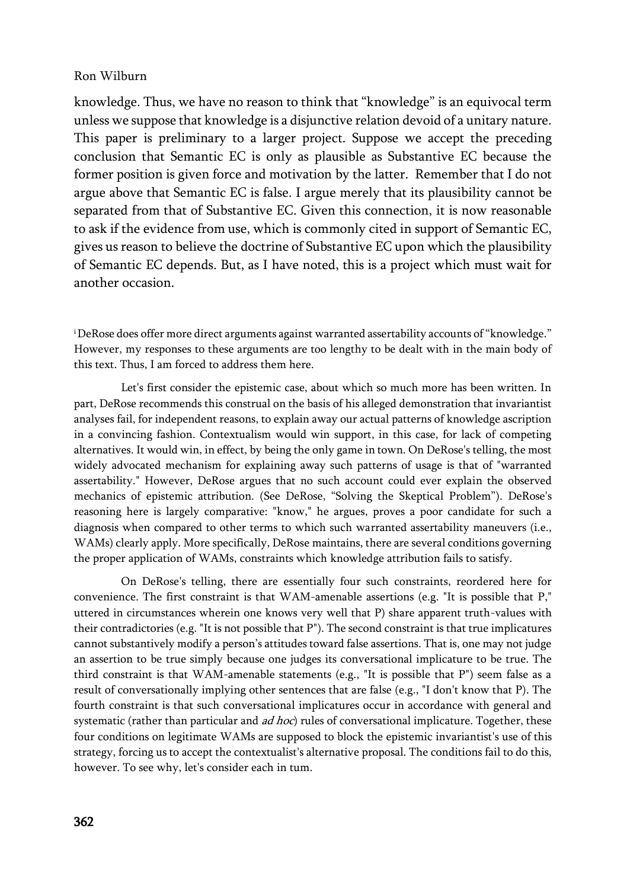knowledge. Thus, we have no reason to think that "knowledge" is an equivocal term unless we suppose that knowledge is a disjunctive relation devoid of a unitary nature. This paper is preliminary to a larger project. Suppose we accept the preceding conclusion that Semantic EC is only as plausible as Substantive EC because the former position is given force and motivation by the latter. Remember that I do not argue above that Semantic EC is false. I argue merely that its plausibility cannot be separated from that of Substantive EC. Given this connection, it is now reasonable to ask if the evidence from use, which is commonly cited in support of Semantic EC, gives us reason to believe the doctrine of Substantive EC upon which the plausibility of Semantic EC depends. But, as I have noted, this is a project which must wait for another occasion.

[i] DeRose does offer more direct arguments against warranted assertability accounts of "knowledge." However, my responses to these arguments are too lengthy to be dealt with in the main body of this text. Thus, I am forced to address them here.

Let's first consider the epistemic case, about which so much more has been written. In part, DeRose recommends this construal on the basis of his alleged demonstration that invariantist analyses fail, for independent reasons, to explain away our actual patterns of knowledge ascription in a convincing fashion. Contextualism would win support, in this case, for lack of competing alternatives. It would win, in effect, by being the only game in town. On DeRose's telling, the most widely advocated mechanism for explaining away such patterns of usage is that of "warranted assertability." However, DeRose argues that no such account could ever explain the observed mechanics of epistemic attribution. (See DeRose, "Solving the Skeptical Problem"). DeRose's reasoning here is largely comparative: "know," he argues, proves a poor candidate for such a diagnosis when compared to other terms to which such warranted assertability maneuvers (i.e., WAMs) clearly apply. More specifically, DeRose maintains, there are several conditions governing the proper application of WAMs, constraints which knowledge attribution fails to satisfy.

On DeRose's telling, there are essentially four such constraints, reordered here for convenience. The first constraint is that WAM-amenable assertions (e.g. "It is possible that P," uttered in circumstances wherein one knows very well that P) share apparent truth-values with their contradictories (e.g. "It is not possible that P"). The second constraint is that true implicatures cannot substantively modify a person's attitudes toward false assertions. That is, one may not judge an assertion to be true simply because one judges its conversational implicature to be true. The third constraint is that WAM-amenable statements (e.g., "It is possible that P") seem false as a result of conversationally implying other sentences that are false (e.g., "I don't know that P). The fourth constraint is that such conversational implicatures occur in accordance with general and systematic (rather than particular and *ad hoc*) rules of conversational implicature. Together, these four conditions on legitimate WAMs are supposed to block the epistemic invariantist's use of this strategy, forcing us to accept the contextualist's alternative proposal. The conditions fail to do this, however. To see why, let's consider each in tum.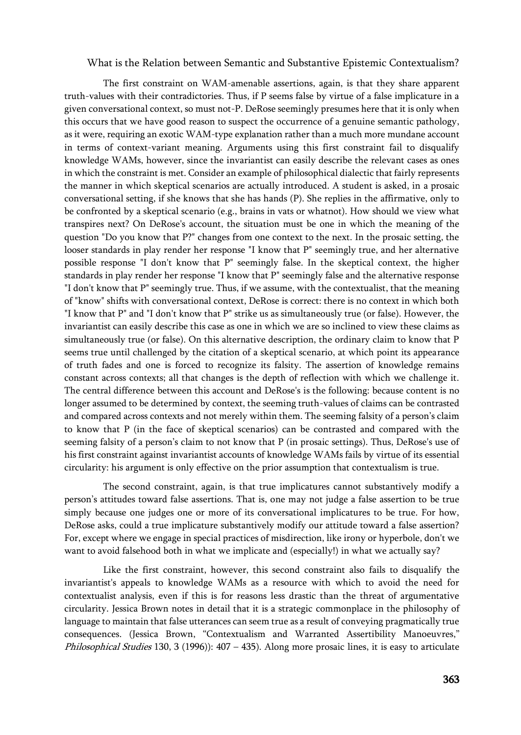The first constraint on WAM-amenable assertions, again, is that they share apparent truth-values with their contradictories. Thus, if P seems false by virtue of a false implicature in a given conversational context, so must not-P. DeRose seemingly presumes here that it is only when this occurs that we have good reason to suspect the occurrence of a genuine semantic pathology, as it were, requiring an exotic WAM-type explanation rather than a much more mundane account in terms of context-variant meaning. Arguments using this first constraint fail to disqualify knowledge WAMs, however, since the invariantist can easily describe the relevant cases as ones in which the constraint is met. Consider an example of philosophical dialectic that fairly represents the manner in which skeptical scenarios are actually introduced. A student is asked, in a prosaic conversational setting, if she knows that she has hands (P). She replies in the affirmative, only to be confronted by a skeptical scenario (e.g., brains in vats or whatnot). How should we view what transpires next? On DeRose's account, the situation must be one in which the meaning of the question "Do you know that P?" changes from one context to the next. In the prosaic setting, the looser standards in play render her response "I know that P" seemingly true, and her alternative possible response "I don't know that P" seemingly false. In the skeptical context, the higher standards in play render her response "I know that P" seemingly false and the alternative response "I don't know that P" seemingly true. Thus, if we assume, with the contextualist, that the meaning of "know" shifts with conversational context, DeRose is correct: there is no context in which both "I know that P" and "I don't know that P" strike us as simultaneously true (or false). However, the invariantist can easily describe this case as one in which we are so inclined to view these claims as simultaneously true (or false). On this alternative description, the ordinary claim to know that P seems true until challenged by the citation of a skeptical scenario, at which point its appearance of truth fades and one is forced to recognize its falsity. The assertion of knowledge remains constant across contexts; all that changes is the depth of reflection with which we challenge it. The central difference between this account and DeRose's is the following: because content is no longer assumed to be determined by context, the seeming truth-values of claims can be contrasted and compared across contexts and not merely within them. The seeming falsity of a person's claim to know that P (in the face of skeptical scenarios) can be contrasted and compared with the seeming falsity of a person's claim to not know that P (in prosaic settings). Thus, DeRose's use of his first constraint against invariantist accounts of knowledge WAMs fails by virtue of its essential circularity: his argument is only effective on the prior assumption that contextualism is true.

The second constraint, again, is that true implicatures cannot substantively modify a person's attitudes toward false assertions. That is, one may not judge a false assertion to be true simply because one judges one or more of its conversational implicatures to be true. For how, DeRose asks, could a true implicature substantively modify our attitude toward a false assertion? For, except where we engage in special practices of misdirection, like irony or hyperbole, don't we want to avoid falsehood both in what we implicate and (especially!) in what we actually say?

Like the first constraint, however, this second constraint also fails to disqualify the invariantist's appeals to knowledge WAMs as a resource with which to avoid the need for contextualist analysis, even if this is for reasons less drastic than the threat of argumentative circularity. Jessica Brown notes in detail that it is a strategic commonplace in the philosophy of language to maintain that false utterances can seem true as a result of conveying pragmatically true consequences. (Jessica Brown, "Contextualism and Warranted Assertibility Manoeuvres," *Philosophical Studies* 130, 3 (1996)): 407 – 435). Along more prosaic lines, it is easy to articulate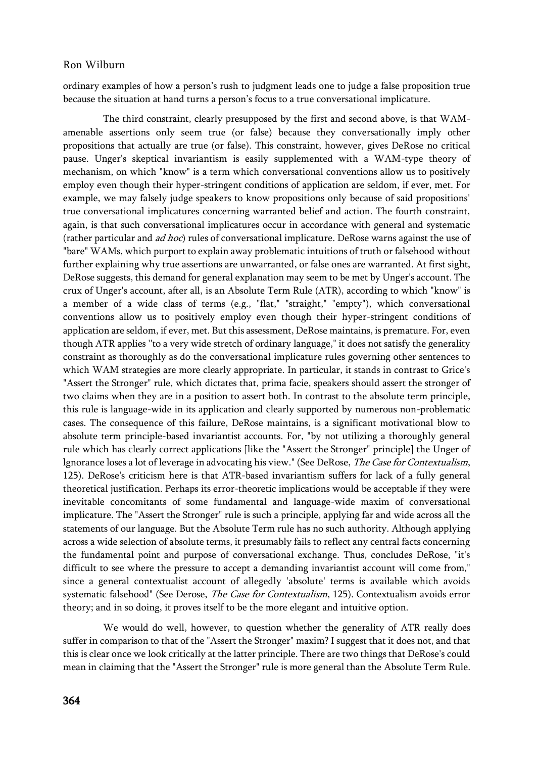ordinary examples of how a person's rush to judgment leads one to judge a false proposition true because the situation at hand turns a person's focus to a true conversational implicature.

The third constraint, clearly presupposed by the first and second above, is that WAM-amenable assertions only seem true (or false) because they conversationally imply other propositions that actually are true (or false). This constraint, however, gives DeRose no critical pause. Unger's skeptical invariantism is easily supplemented with a WAM-type theory of mechanism, on which "know" is a term which conversational conventions allow us to positively employ even though their hyper-stringent conditions of application are seldom, if ever, met. For example, we may falsely judge speakers to know propositions only because of said propositions' true conversational implicatures concerning warranted belief and action. The fourth constraint, again, is that such conversational implicatures occur in accordance with general and systematic (rather particular and *ad hoc*) rules of conversational implicature. DeRose warns against the use of "bare" WAMs, which purport to explain away problematic intuitions of truth or falsehood without further explaining why true assertions are unwarranted, or false ones are warranted. At first sight, DeRose suggests, this demand for general explanation may seem to be met by Unger's account. The crux of Unger's account, after all, is an Absolute Term Rule (ATR), according to which "know" is a member of a wide class of terms (e.g., "flat," "straight," "empty"), which conversational conventions allow us to positively employ even though their hyper-stringent conditions of application are seldom, if ever, met. But this assessment, DeRose maintains, is premature. For, even though ATR applies "to a very wide stretch of ordinary language," it does not satisfy the generality constraint as thoroughly as do the conversational implicature rules governing other sentences to which WAM strategies are more clearly appropriate. In particular, it stands in contrast to Grice's "Assert the Stronger" rule, which dictates that, prima facie, speakers should assert the stronger of two claims when they are in a position to assert both. In contrast to the absolute term principle, this rule is language-wide in its application and clearly supported by numerous non-problematic cases. The consequence of this failure, DeRose maintains, is a significant motivational blow to absolute term principle-based invariantist accounts. For, "by not utilizing a thoroughly general rule which has clearly correct applications [like the "Assert the Stronger" principle] the Unger of lgnorance loses a lot of leverage in advocating his view." (See DeRose, *The Case for Contextualism*, 125). DeRose's criticism here is that ATR-based invariantism suffers for lack of a fully general theoretical justification. Perhaps its error-theoretic implications would be acceptable if they were inevitable concomitants of some fundamental and language-wide maxim of conversational implicature. The "Assert the Stronger" rule is such a principle, applying far and wide across all the statements of our language. But the Absolute Term rule has no such authority. Although applying across a wide selection of absolute terms, it presumably fails to reflect any central facts concerning the fundamental point and purpose of conversational exchange. Thus, concludes DeRose, "it's difficult to see where the pressure to accept a demanding invariantist account will come from," since a general contextualist account of allegedly 'absolute' terms is available which avoids systematic falsehood" (See Derose, *The Case for Contextualism*, 125). Contextualism avoids error theory; and in so doing, it proves itself to be the more elegant and intuitive option.

We would do well, however, to question whether the generality of ATR really does suffer in comparison to that of the "Assert the Stronger" maxim? I suggest that it does not, and that this is clear once we look critically at the latter principle. There are two things that DeRose's could mean in claiming that the "Assert the Stronger" rule is more general than the Absolute Term Rule.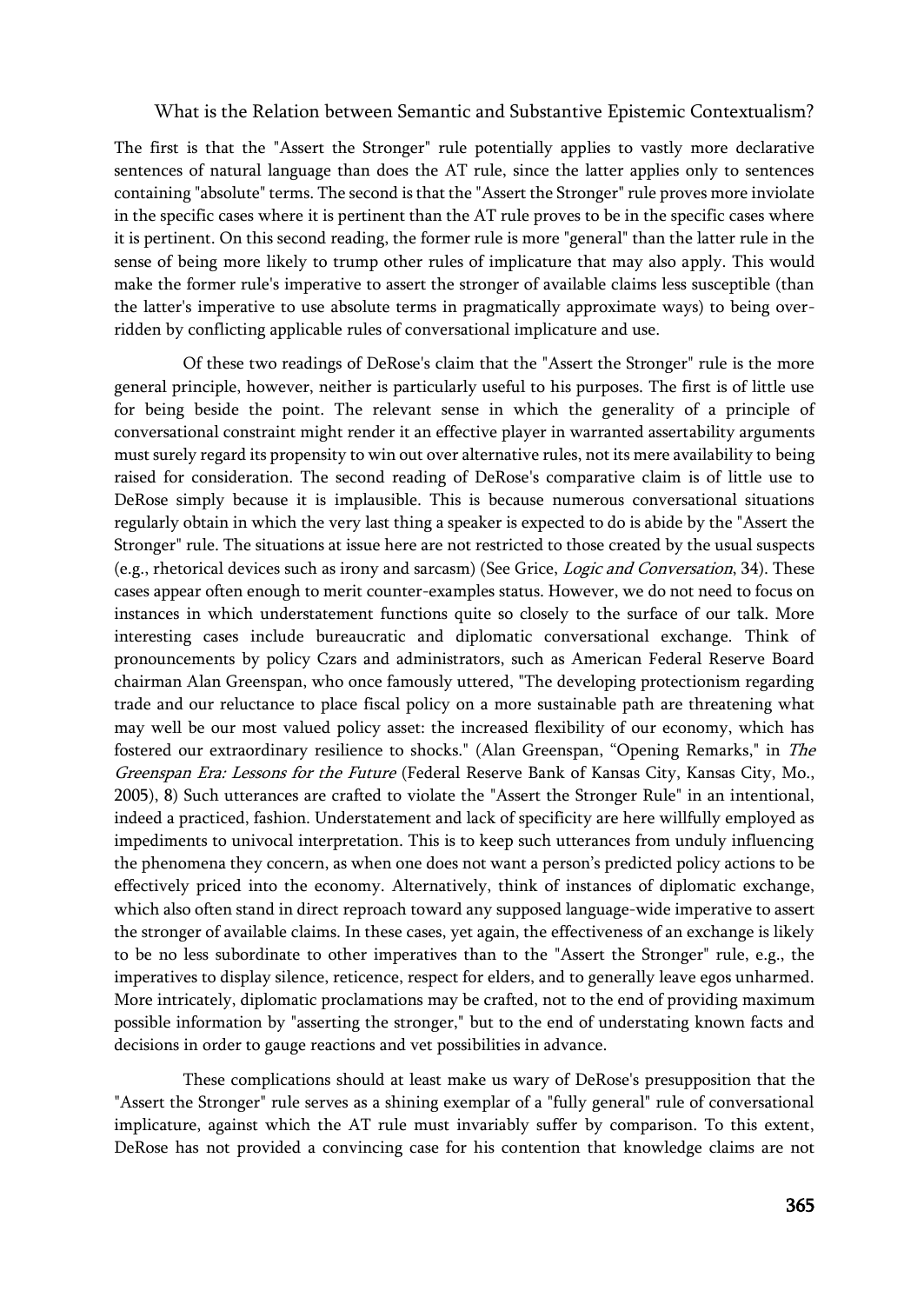The first is that the "Assert the Stronger" rule potentially applies to vastly more declarative sentences of natural language than does the AT rule, since the latter applies only to sentences containing "absolute" terms. The second is that the "Assert the Stronger" rule proves more inviolate in the specific cases where it is pertinent than the AT rule proves to be in the specific cases where it is pertinent. On this second reading, the former rule is more "general" than the latter rule in the sense of being more likely to trump other rules of implicature that may also apply. This would make the former rule's imperative to assert the stronger of available claims less susceptible (than the latter's imperative to use absolute terms in pragmatically approximate ways) to being over-ridden by conflicting applicable rules of conversational implicature and use.

Of these two readings of DeRose's claim that the "Assert the Stronger" rule is the more general principle, however, neither is particularly useful to his purposes. The first is of little use for being beside the point. The relevant sense in which the generality of a principle of conversational constraint might render it an effective player in warranted assertability arguments must surely regard its propensity to win out over alternative rules, not its mere availability to being raised for consideration. The second reading of DeRose's comparative claim is of little use to DeRose simply because it is implausible. This is because numerous conversational situations regularly obtain in which the very last thing a speaker is expected to do is abide by the "Assert the Stronger" rule. The situations at issue here are not restricted to those created by the usual suspects (e.g., rhetorical devices such as irony and sarcasm) (See Grice, *Logic and Conversation*, 34). These cases appear often enough to merit counter-examples status. However, we do not need to focus on instances in which understatement functions quite so closely to the surface of our talk. More interesting cases include bureaucratic and diplomatic conversational exchange. Think of pronouncements by policy Czars and administrators, such as American Federal Reserve Board chairman Alan Greenspan, who once famously uttered, "The developing protectionism regarding trade and our reluctance to place fiscal policy on a more sustainable path are threatening what may well be our most valued policy asset: the increased flexibility of our economy, which has fostered our extraordinary resilience to shocks." (Alan Greenspan, "Opening Remarks," in *The Greenspan Era: Lessons for the Future* (Federal Reserve Bank of Kansas City, Kansas City, Mo., 2005), 8) Such utterances are crafted to violate the "Assert the Stronger Rule" in an intentional, indeed a practiced, fashion. Understatement and lack of specificity are here willfully employed as impediments to univocal interpretation. This is to keep such utterances from unduly influencing the phenomena they concern, as when one does not want a person's predicted policy actions to be effectively priced into the economy. Alternatively, think of instances of diplomatic exchange, which also often stand in direct reproach toward any supposed language-wide imperative to assert the stronger of available claims. In these cases, yet again, the effectiveness of an exchange is likely to be no less subordinate to other imperatives than to the "Assert the Stronger" rule, e.g., the imperatives to display silence, reticence, respect for elders, and to generally leave egos unharmed. More intricately, diplomatic proclamations may be crafted, not to the end of providing maximum possible information by "asserting the stronger," but to the end of understating known facts and decisions in order to gauge reactions and vet possibilities in advance.

These complications should at least make us wary of DeRose's presupposition that the "Assert the Stronger" rule serves as a shining exemplar of a "fully general" rule of conversational implicature, against which the AT rule must invariably suffer by comparison. To this extent, DeRose has not provided a convincing case for his contention that knowledge claims are not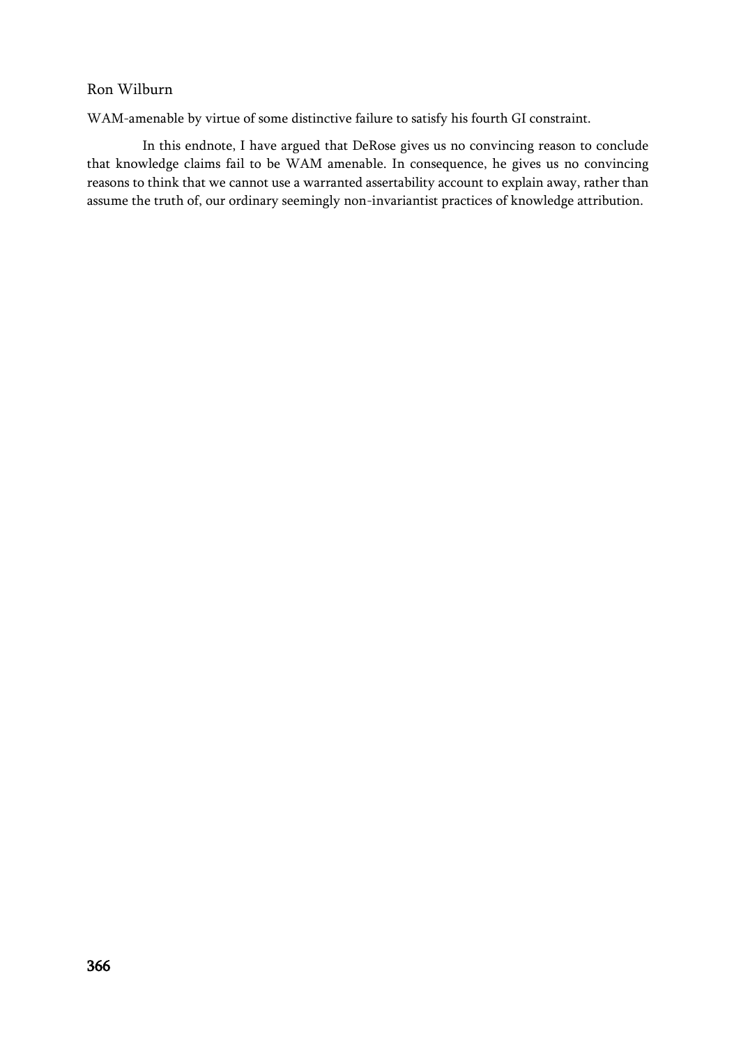WAM-amenable by virtue of some distinctive failure to satisfy his fourth GI constraint.

In this endnote, I have argued that DeRose gives us no convincing reason to conclude that knowledge claims fail to be WAM amenable. In consequence, he gives us no convincing reasons to think that we cannot use a warranted assertability account to explain away, rather than assume the truth of, our ordinary seemingly non-invariantist practices of knowledge attribution.